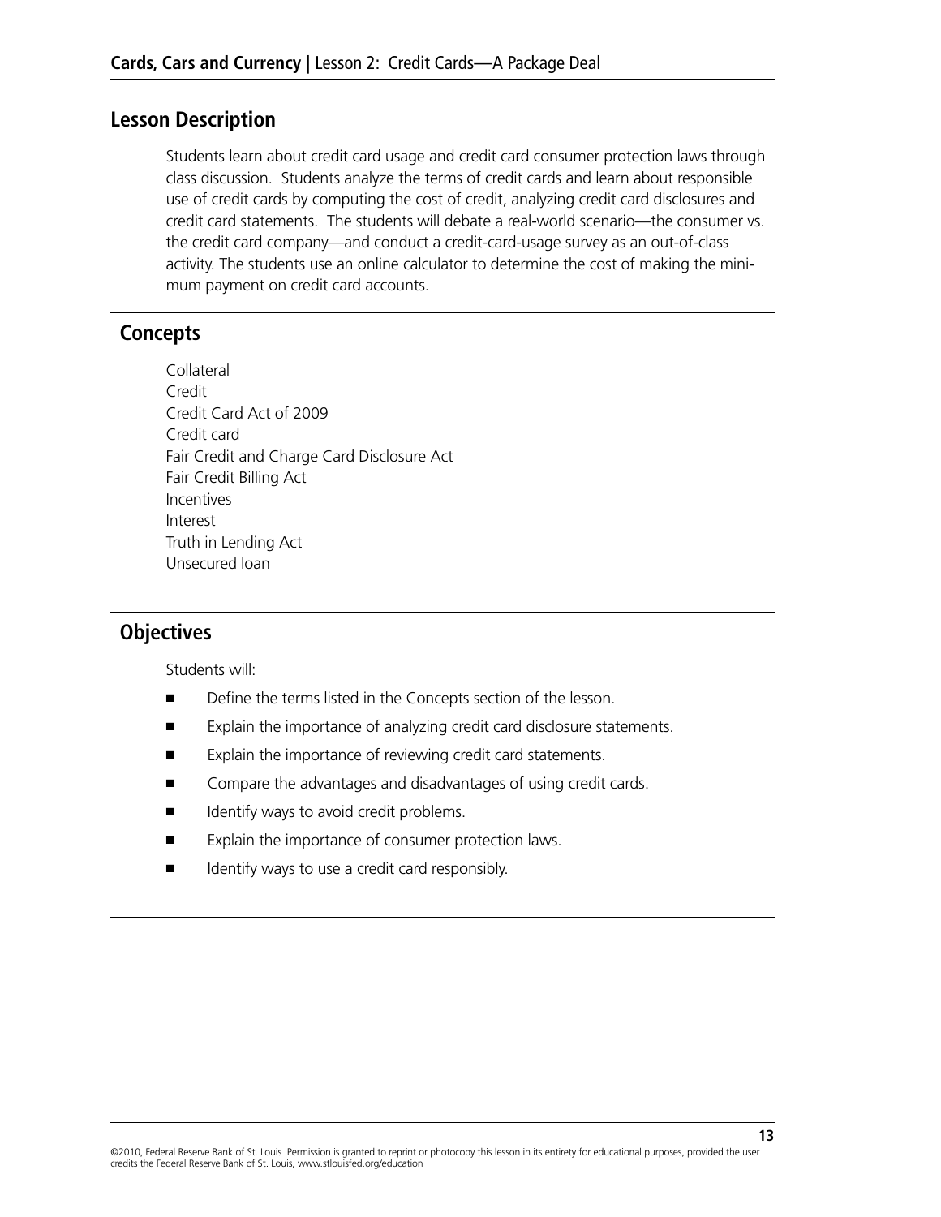## Lesson Description

Students learn about credit card usage and credit card consumer protection laws through class discussion. Students analyze the terms of credit cards and learn about responsible use of credit cards by computing the cost of credit, analyzing credit card disclosures and credit card statements. The students will debate a real-world scenario—the consumer vs. the credit card company—and conduct a credit-card-usage survey as an out-of-class activity. The students use an online calculator to determine the cost of making the minimum payment on credit card accounts.

## Concepts

Collateral
Credit
Credit Card Act of 2009
Credit card
Fair Credit and Charge Card Disclosure Act
Fair Credit Billing Act
Incentives
Interest
Truth in Lending Act
Unsecured loan

## Objectives

Students will:

- Define the terms listed in the Concepts section of the lesson.
- Explain the importance of analyzing credit card disclosure statements.
- Explain the importance of reviewing credit card statements.
- Compare the advantages and disadvantages of using credit cards.
- Identify ways to avoid credit problems.
- Explain the importance of consumer protection laws.
- Identify ways to use a credit card responsibly.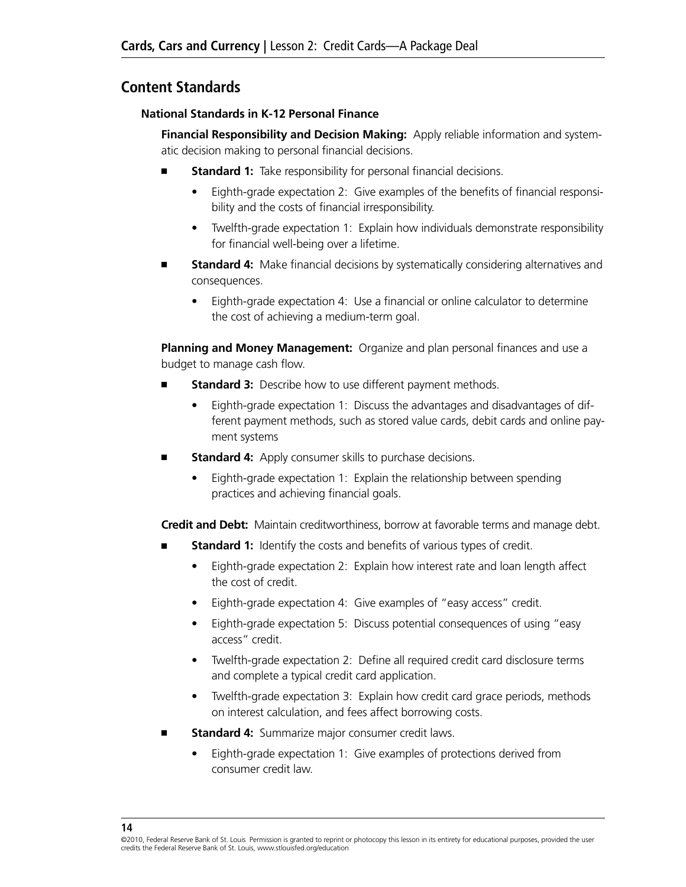## Content Standards

### National Standards in K-12 Personal Finance

**Financial Responsibility and Decision Making:** Apply reliable information and systematic decision making to personal financial decisions.

- **Standard 1:** Take responsibility for personal financial decisions.
  - Eighth-grade expectation 2: Give examples of the benefits of financial responsibility and the costs of financial irresponsibility.
  - Twelfth-grade expectation 1: Explain how individuals demonstrate responsibility for financial well-being over a lifetime.
- **Standard 4:** Make financial decisions by systematically considering alternatives and consequences.
  - Eighth-grade expectation 4: Use a financial or online calculator to determine the cost of achieving a medium-term goal.

**Planning and Money Management:** Organize and plan personal finances and use a budget to manage cash flow.

- **Standard 3:** Describe how to use different payment methods.
  - Eighth-grade expectation 1: Discuss the advantages and disadvantages of different payment methods, such as stored value cards, debit cards and online payment systems
- **Standard 4:** Apply consumer skills to purchase decisions.
  - Eighth-grade expectation 1: Explain the relationship between spending practices and achieving financial goals.

**Credit and Debt:** Maintain creditworthiness, borrow at favorable terms and manage debt.

- **Standard 1:** Identify the costs and benefits of various types of credit.
  - Eighth-grade expectation 2: Explain how interest rate and loan length affect the cost of credit.
  - Eighth-grade expectation 4: Give examples of "easy access" credit.
  - Eighth-grade expectation 5: Discuss potential consequences of using "easy access" credit.
  - Twelfth-grade expectation 2: Define all required credit card disclosure terms and complete a typical credit card application.
  - Twelfth-grade expectation 3: Explain how credit card grace periods, methods on interest calculation, and fees affect borrowing costs.
- **Standard 4:** Summarize major consumer credit laws.
  - Eighth-grade expectation 1: Give examples of protections derived from consumer credit law.

©2010, Federal Reserve Bank of St. Louis Permission is granted to reprint or photocopy this lesson in its entirety for educational purposes, provided the user credits the Federal Reserve Bank of St. Louis, www.stlouisfed.org/education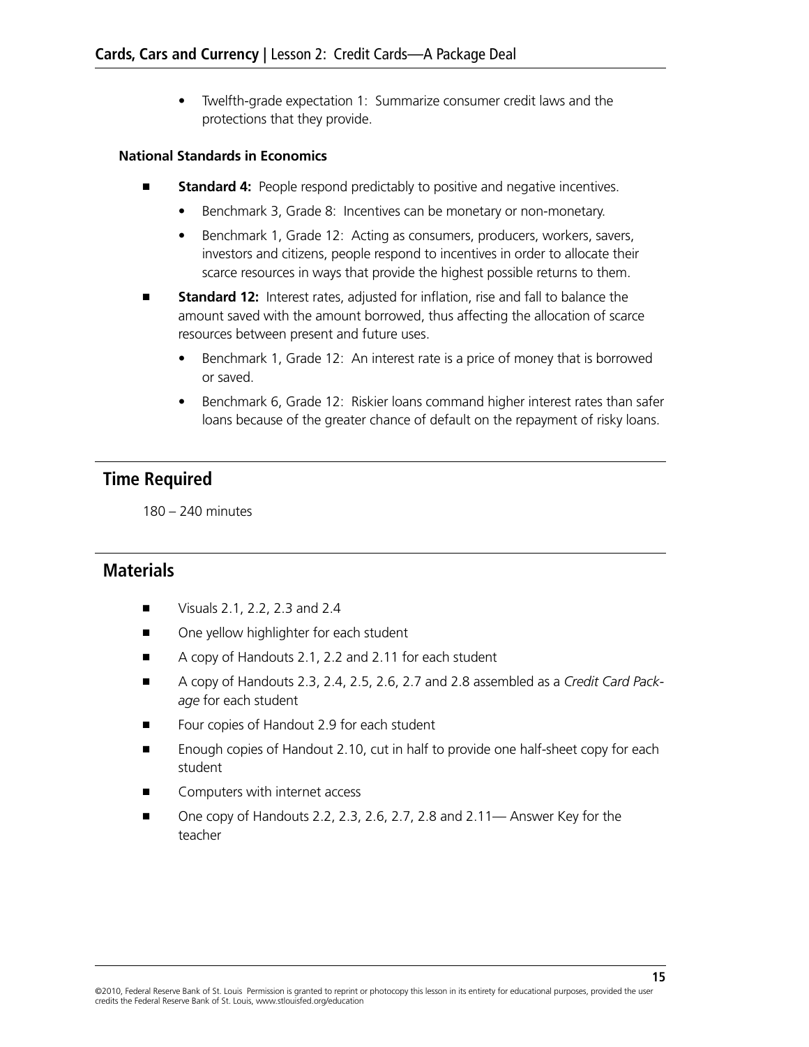- Twelfth-grade expectation 1: Summarize consumer credit laws and the protections that they provide.

**National Standards in Economics**

- **Standard 4:** People respond predictably to positive and negative incentives.
  - Benchmark 3, Grade 8: Incentives can be monetary or non-monetary.
  - Benchmark 1, Grade 12: Acting as consumers, producers, workers, savers, investors and citizens, people respond to incentives in order to allocate their scarce resources in ways that provide the highest possible returns to them.
- **Standard 12:** Interest rates, adjusted for inflation, rise and fall to balance the amount saved with the amount borrowed, thus affecting the allocation of scarce resources between present and future uses.
  - Benchmark 1, Grade 12: An interest rate is a price of money that is borrowed or saved.
  - Benchmark 6, Grade 12: Riskier loans command higher interest rates than safer loans because of the greater chance of default on the repayment of risky loans.

## Time Required

180 – 240 minutes

## Materials

- Visuals 2.1, 2.2, 2.3 and 2.4
- One yellow highlighter for each student
- A copy of Handouts 2.1, 2.2 and 2.11 for each student
- A copy of Handouts 2.3, 2.4, 2.5, 2.6, 2.7 and 2.8 assembled as a *Credit Card Package* for each student
- Four copies of Handout 2.9 for each student
- Enough copies of Handout 2.10, cut in half to provide one half-sheet copy for each student
- Computers with internet access
- One copy of Handouts 2.2, 2.3, 2.6, 2.7, 2.8 and 2.11— Answer Key for the teacher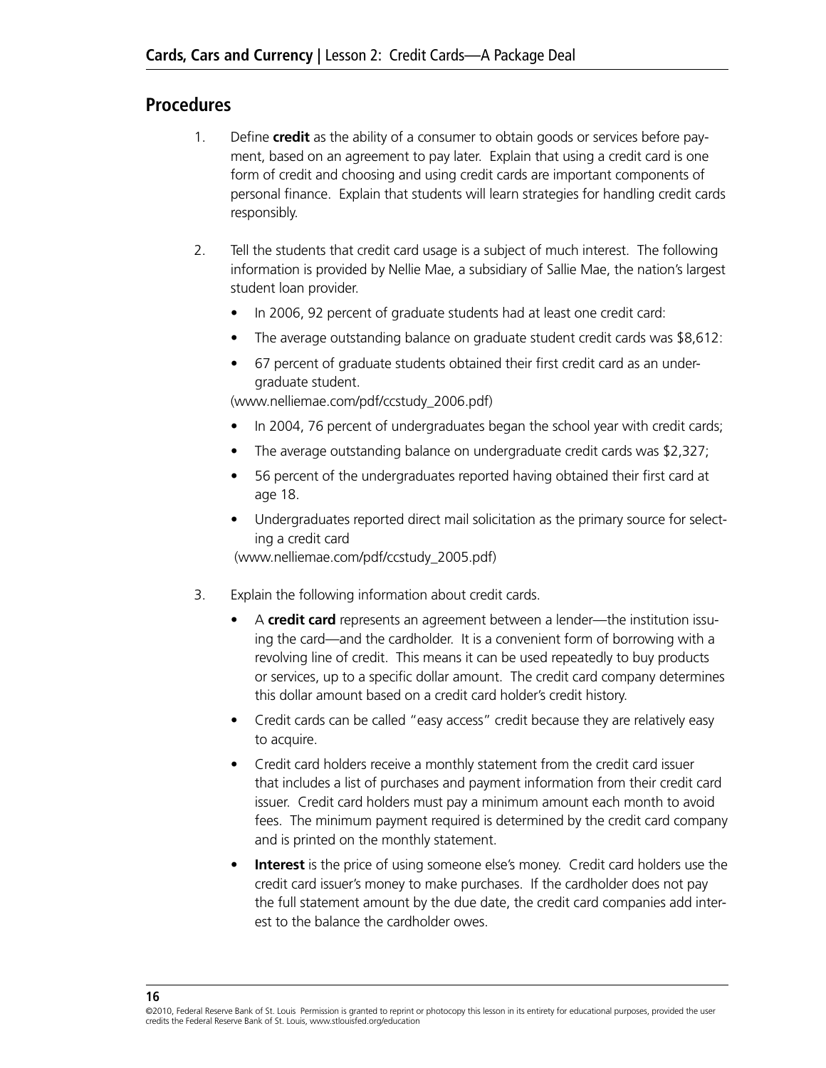## Procedures

1. Define **credit** as the ability of a consumer to obtain goods or services before payment, based on an agreement to pay later. Explain that using a credit card is one form of credit and choosing and using credit cards are important components of personal finance. Explain that students will learn strategies for handling credit cards responsibly.

2. Tell the students that credit card usage is a subject of much interest. The following information is provided by Nellie Mae, a subsidiary of Sallie Mae, the nation's largest student loan provider.
   - In 2006, 92 percent of graduate students had at least one credit card:
   - The average outstanding balance on graduate student credit cards was $8,612:
   - 67 percent of graduate students obtained their first credit card as an undergraduate student.

   (www.nelliemae.com/pdf/ccstudy_2006.pdf)
   - In 2004, 76 percent of undergraduates began the school year with credit cards;
   - The average outstanding balance on undergraduate credit cards was $2,327;
   - 56 percent of the undergraduates reported having obtained their first card at age 18.
   - Undergraduates reported direct mail solicitation as the primary source for selecting a credit card

   (www.nelliemae.com/pdf/ccstudy_2005.pdf)

3. Explain the following information about credit cards.
   - A **credit card** represents an agreement between a lender—the institution issuing the card—and the cardholder. It is a convenient form of borrowing with a revolving line of credit. This means it can be used repeatedly to buy products or services, up to a specific dollar amount. The credit card company determines this dollar amount based on a credit card holder's credit history.
   - Credit cards can be called "easy access" credit because they are relatively easy to acquire.
   - Credit card holders receive a monthly statement from the credit card issuer that includes a list of purchases and payment information from their credit card issuer. Credit card holders must pay a minimum amount each month to avoid fees. The minimum payment required is determined by the credit card company and is printed on the monthly statement.
   - **Interest** is the price of using someone else's money. Credit card holders use the credit card issuer's money to make purchases. If the cardholder does not pay the full statement amount by the due date, the credit card companies add interest to the balance the cardholder owes.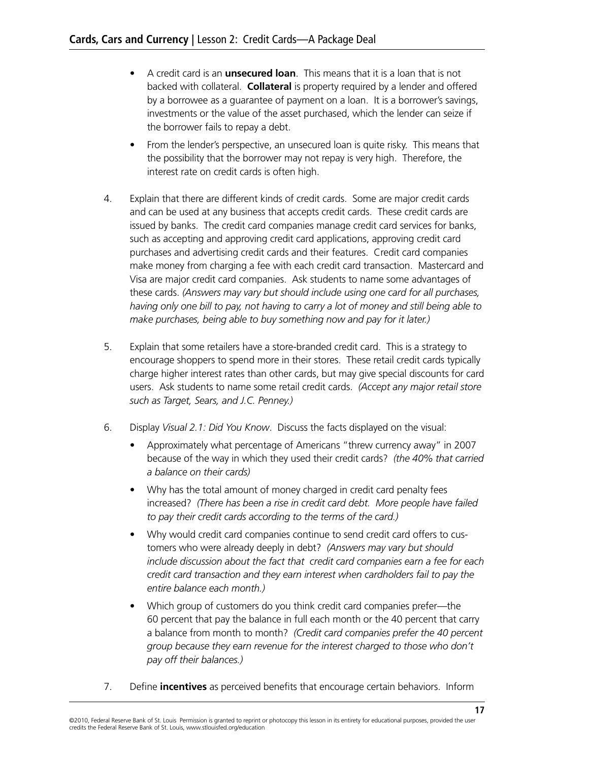- A credit card is an **unsecured loan**. This means that it is a loan that is not backed with collateral. **Collateral** is property required by a lender and offered by a borrowee as a guarantee of payment on a loan. It is a borrower's savings, investments or the value of the asset purchased, which the lender can seize if the borrower fails to repay a debt.
- From the lender's perspective, an unsecured loan is quite risky. This means that the possibility that the borrower may not repay is very high. Therefore, the interest rate on credit cards is often high.

4. Explain that there are different kinds of credit cards. Some are major credit cards and can be used at any business that accepts credit cards. These credit cards are issued by banks. The credit card companies manage credit card services for banks, such as accepting and approving credit card applications, approving credit card purchases and advertising credit cards and their features. Credit card companies make money from charging a fee with each credit card transaction. Mastercard and Visa are major credit card companies. Ask students to name some advantages of these cards. *(Answers may vary but should include using one card for all purchases, having only one bill to pay, not having to carry a lot of money and still being able to make purchases, being able to buy something now and pay for it later.)*

5. Explain that some retailers have a store-branded credit card. This is a strategy to encourage shoppers to spend more in their stores. These retail credit cards typically charge higher interest rates than other cards, but may give special discounts for card users. Ask students to name some retail credit cards. *(Accept any major retail store such as Target, Sears, and J.C. Penney.)*

6. Display *Visual 2.1: Did You Know*. Discuss the facts displayed on the visual:
   - Approximately what percentage of Americans "threw currency away" in 2007 because of the way in which they used their credit cards? *(the 40% that carried a balance on their cards)*
   - Why has the total amount of money charged in credit card penalty fees increased? *(There has been a rise in credit card debt. More people have failed to pay their credit cards according to the terms of the card.)*
   - Why would credit card companies continue to send credit card offers to customers who were already deeply in debt? *(Answers may vary but should include discussion about the fact that credit card companies earn a fee for each credit card transaction and they earn interest when cardholders fail to pay the entire balance each month.)*
   - Which group of customers do you think credit card companies prefer—the 60 percent that pay the balance in full each month or the 40 percent that carry a balance from month to month? *(Credit card companies prefer the 40 percent group because they earn revenue for the interest charged to those who don't pay off their balances.)*

7. Define **incentives** as perceived benefits that encourage certain behaviors. Inform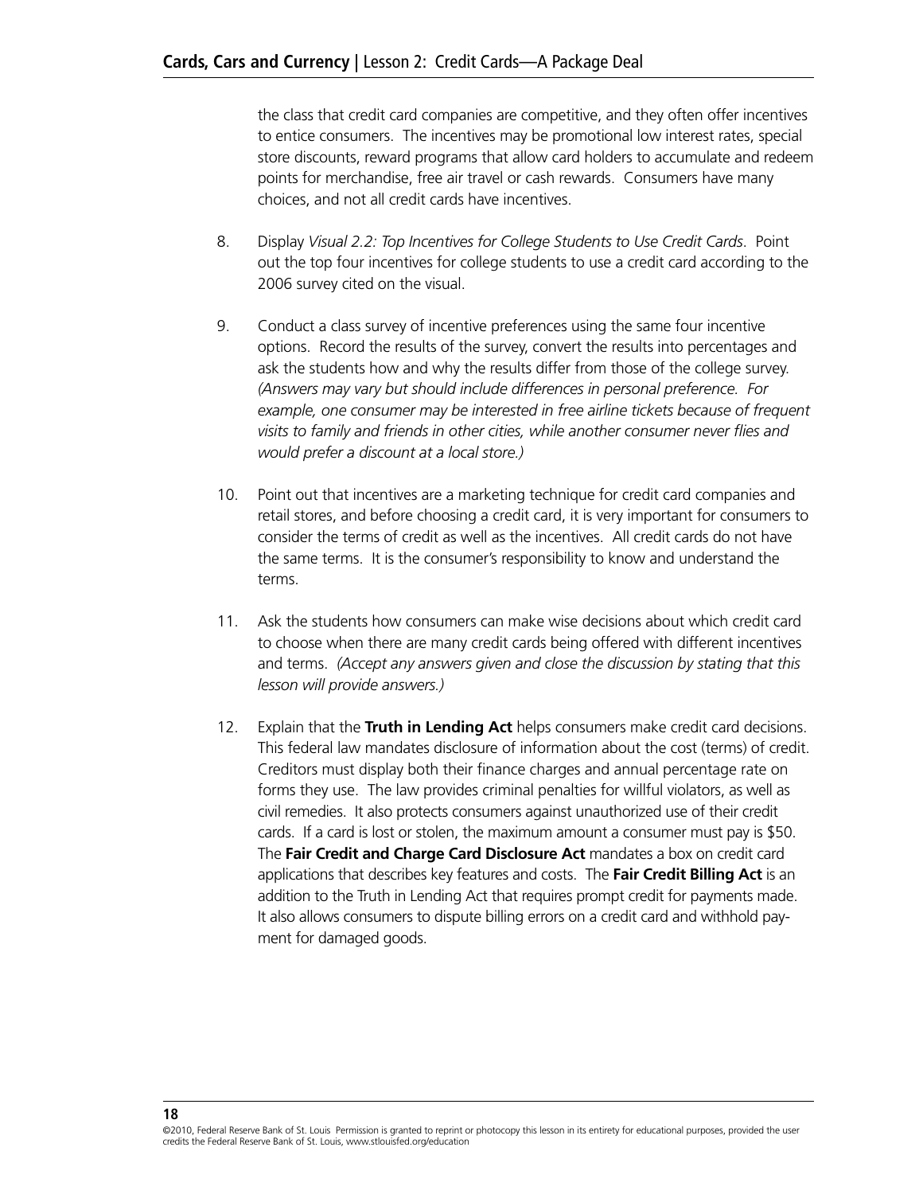the class that credit card companies are competitive, and they often offer incentives to entice consumers. The incentives may be promotional low interest rates, special store discounts, reward programs that allow card holders to accumulate and redeem points for merchandise, free air travel or cash rewards. Consumers have many choices, and not all credit cards have incentives.

8. Display *Visual 2.2: Top Incentives for College Students to Use Credit Cards*. Point out the top four incentives for college students to use a credit card according to the 2006 survey cited on the visual.

9. Conduct a class survey of incentive preferences using the same four incentive options. Record the results of the survey, convert the results into percentages and ask the students how and why the results differ from those of the college survey. *(Answers may vary but should include differences in personal preference. For example, one consumer may be interested in free airline tickets because of frequent visits to family and friends in other cities, while another consumer never flies and would prefer a discount at a local store.)*

10. Point out that incentives are a marketing technique for credit card companies and retail stores, and before choosing a credit card, it is very important for consumers to consider the terms of credit as well as the incentives. All credit cards do not have the same terms. It is the consumer's responsibility to know and understand the terms.

11. Ask the students how consumers can make wise decisions about which credit card to choose when there are many credit cards being offered with different incentives and terms. *(Accept any answers given and close the discussion by stating that this lesson will provide answers.)*

12. Explain that the **Truth in Lending Act** helps consumers make credit card decisions. This federal law mandates disclosure of information about the cost (terms) of credit. Creditors must display both their finance charges and annual percentage rate on forms they use. The law provides criminal penalties for willful violators, as well as civil remedies. It also protects consumers against unauthorized use of their credit cards. If a card is lost or stolen, the maximum amount a consumer must pay is $50. The **Fair Credit and Charge Card Disclosure Act** mandates a box on credit card applications that describes key features and costs. The **Fair Credit Billing Act** is an addition to the Truth in Lending Act that requires prompt credit for payments made. It also allows consumers to dispute billing errors on a credit card and withhold payment for damaged goods.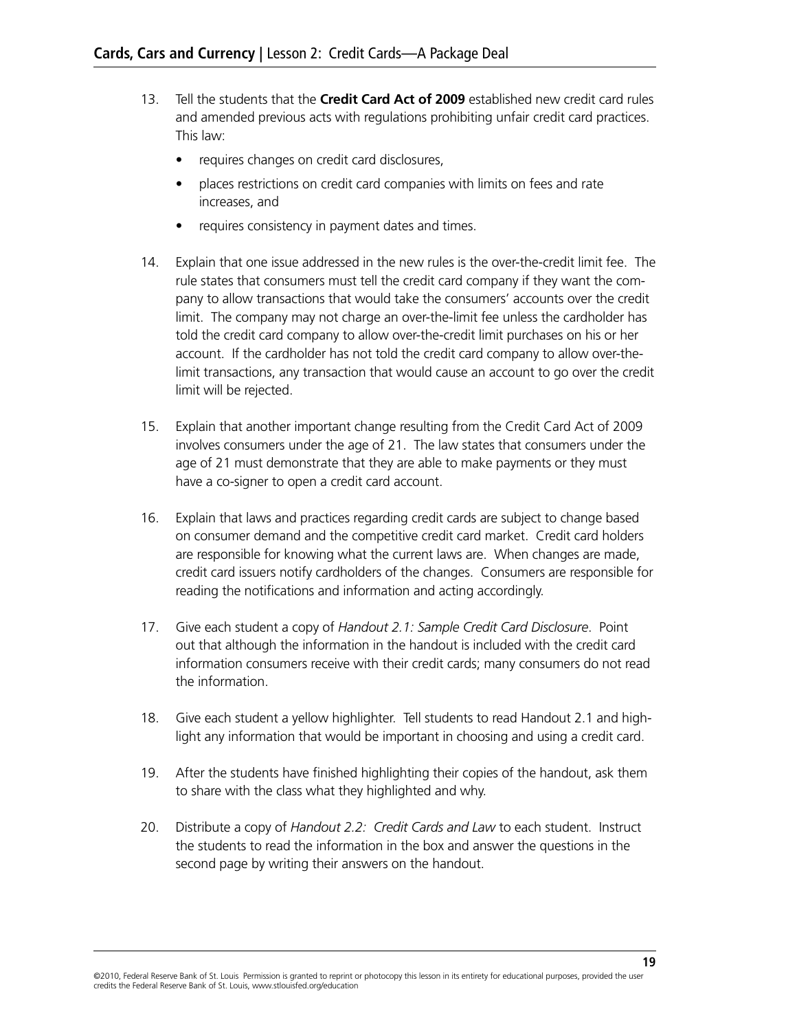13. Tell the students that the **Credit Card Act of 2009** established new credit card rules and amended previous acts with regulations prohibiting unfair credit card practices. This law:
    - requires changes on credit card disclosures,
    - places restrictions on credit card companies with limits on fees and rate increases, and
    - requires consistency in payment dates and times.

14. Explain that one issue addressed in the new rules is the over-the-credit limit fee. The rule states that consumers must tell the credit card company if they want the company to allow transactions that would take the consumers' accounts over the credit limit. The company may not charge an over-the-limit fee unless the cardholder has told the credit card company to allow over-the-credit limit purchases on his or her account. If the cardholder has not told the credit card company to allow over-the-limit transactions, any transaction that would cause an account to go over the credit limit will be rejected.

15. Explain that another important change resulting from the Credit Card Act of 2009 involves consumers under the age of 21. The law states that consumers under the age of 21 must demonstrate that they are able to make payments or they must have a co-signer to open a credit card account.

16. Explain that laws and practices regarding credit cards are subject to change based on consumer demand and the competitive credit card market. Credit card holders are responsible for knowing what the current laws are. When changes are made, credit card issuers notify cardholders of the changes. Consumers are responsible for reading the notifications and information and acting accordingly.

17. Give each student a copy of *Handout 2.1: Sample Credit Card Disclosure*. Point out that although the information in the handout is included with the credit card information consumers receive with their credit cards; many consumers do not read the information.

18. Give each student a yellow highlighter. Tell students to read Handout 2.1 and highlight any information that would be important in choosing and using a credit card.

19. After the students have finished highlighting their copies of the handout, ask them to share with the class what they highlighted and why.

20. Distribute a copy of *Handout 2.2: Credit Cards and Law* to each student. Instruct the students to read the information in the box and answer the questions in the second page by writing their answers on the handout.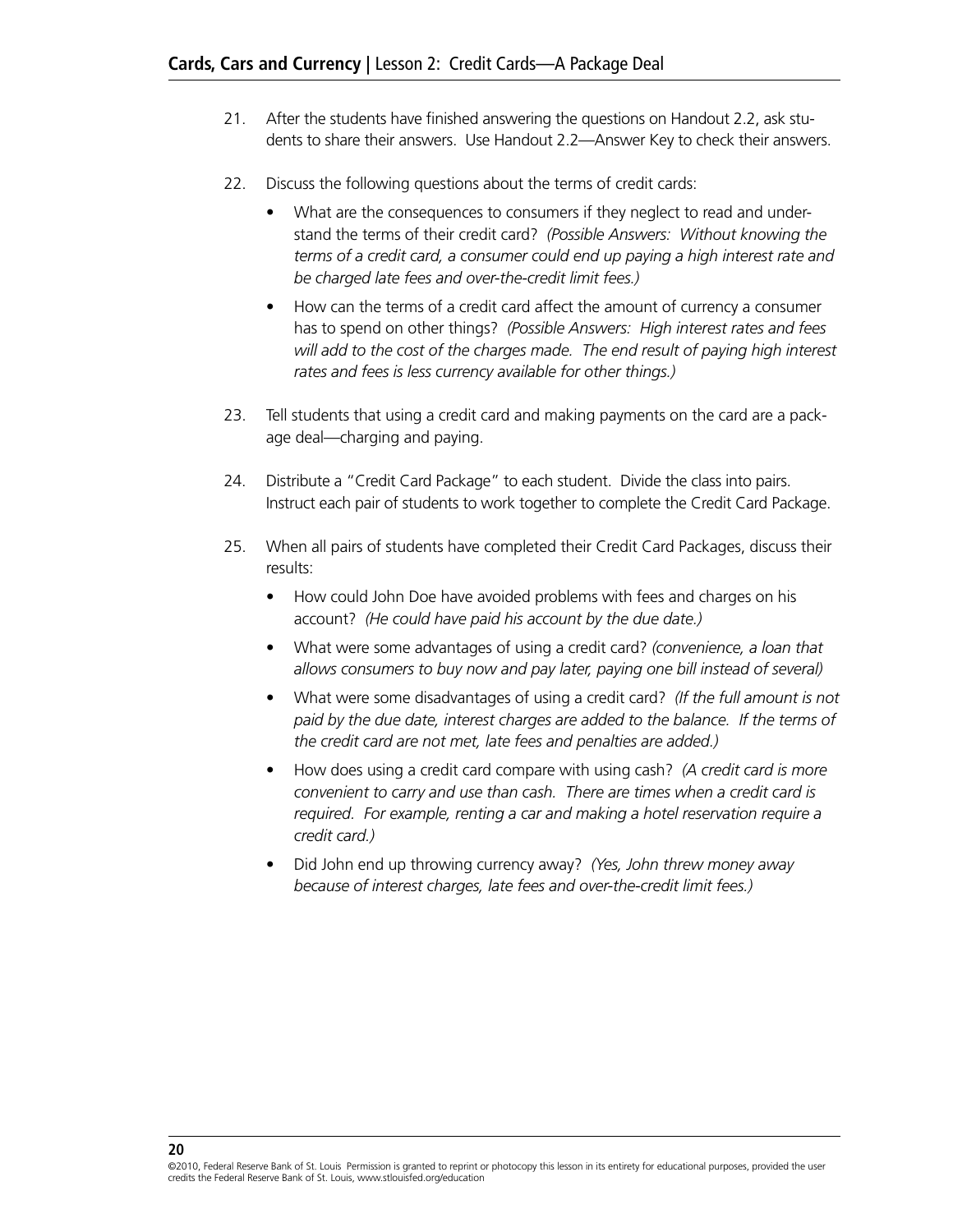21. After the students have finished answering the questions on Handout 2.2, ask students to share their answers. Use Handout 2.2—Answer Key to check their answers.

22. Discuss the following questions about the terms of credit cards:

    - What are the consequences to consumers if they neglect to read and understand the terms of their credit card? *(Possible Answers: Without knowing the terms of a credit card, a consumer could end up paying a high interest rate and be charged late fees and over-the-credit limit fees.)*
    - How can the terms of a credit card affect the amount of currency a consumer has to spend on other things? *(Possible Answers: High interest rates and fees will add to the cost of the charges made. The end result of paying high interest rates and fees is less currency available for other things.)*

23. Tell students that using a credit card and making payments on the card are a package deal—charging and paying.

24. Distribute a "Credit Card Package" to each student. Divide the class into pairs. Instruct each pair of students to work together to complete the Credit Card Package.

25. When all pairs of students have completed their Credit Card Packages, discuss their results:

    - How could John Doe have avoided problems with fees and charges on his account? *(He could have paid his account by the due date.)*
    - What were some advantages of using a credit card? *(convenience, a loan that allows consumers to buy now and pay later, paying one bill instead of several)*
    - What were some disadvantages of using a credit card? *(If the full amount is not paid by the due date, interest charges are added to the balance. If the terms of the credit card are not met, late fees and penalties are added.)*
    - How does using a credit card compare with using cash? *(A credit card is more convenient to carry and use than cash. There are times when a credit card is required. For example, renting a car and making a hotel reservation require a credit card.)*
    - Did John end up throwing currency away? *(Yes, John threw money away because of interest charges, late fees and over-the-credit limit fees.)*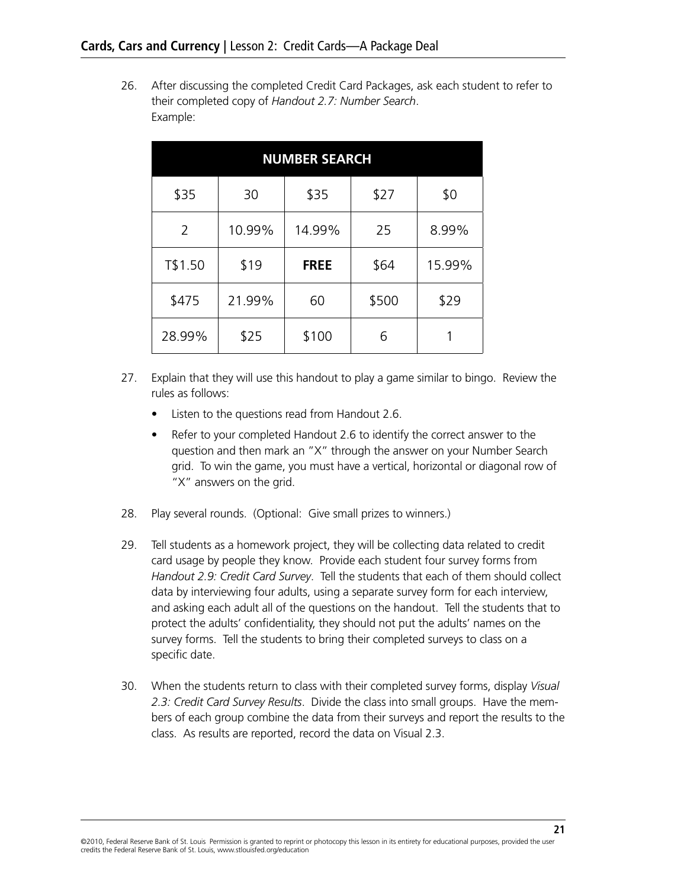26. After discussing the completed Credit Card Packages, ask each student to refer to their completed copy of *Handout 2.7: Number Search*.
    Example:

| NUMBER SEARCH | | | | |
|---|---|---|---|---|
| $35 | 30 | $35 | $27 | $0 |
| 2 | 10.99% | 14.99% | 25 | 8.99% |
| T$1.50 | $19 | **FREE** | $64 | 15.99% |
| $475 | 21.99% | 60 | $500 | $29 |
| 28.99% | $25 | $100 | 6 | 1 |

27. Explain that they will use this handout to play a game similar to bingo. Review the rules as follows:
    - Listen to the questions read from Handout 2.6.
    - Refer to your completed Handout 2.6 to identify the correct answer to the question and then mark an "X" through the answer on your Number Search grid. To win the game, you must have a vertical, horizontal or diagonal row of "X" answers on the grid.

28. Play several rounds. (Optional: Give small prizes to winners.)

29. Tell students as a homework project, they will be collecting data related to credit card usage by people they know. Provide each student four survey forms from *Handout 2.9: Credit Card Survey*. Tell the students that each of them should collect data by interviewing four adults, using a separate survey form for each interview, and asking each adult all of the questions on the handout. Tell the students that to protect the adults' confidentiality, they should not put the adults' names on the survey forms. Tell the students to bring their completed surveys to class on a specific date.

30. When the students return to class with their completed survey forms, display *Visual 2.3: Credit Card Survey Results*. Divide the class into small groups. Have the members of each group combine the data from their surveys and report the results to the class. As results are reported, record the data on Visual 2.3.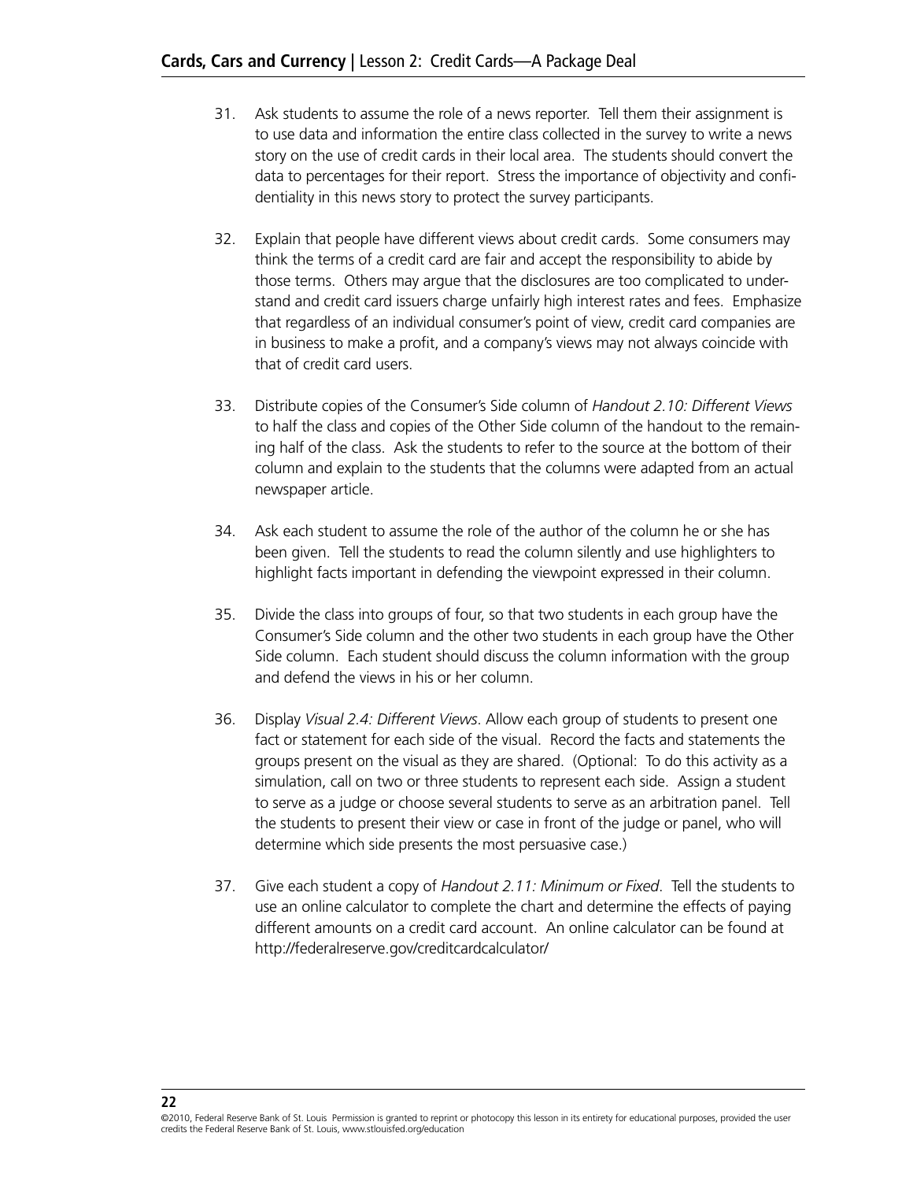31. Ask students to assume the role of a news reporter. Tell them their assignment is to use data and information the entire class collected in the survey to write a news story on the use of credit cards in their local area. The students should convert the data to percentages for their report. Stress the importance of objectivity and confidentiality in this news story to protect the survey participants.

32. Explain that people have different views about credit cards. Some consumers may think the terms of a credit card are fair and accept the responsibility to abide by those terms. Others may argue that the disclosures are too complicated to understand and credit card issuers charge unfairly high interest rates and fees. Emphasize that regardless of an individual consumer's point of view, credit card companies are in business to make a profit, and a company's views may not always coincide with that of credit card users.

33. Distribute copies of the Consumer's Side column of *Handout 2.10: Different Views* to half the class and copies of the Other Side column of the handout to the remaining half of the class. Ask the students to refer to the source at the bottom of their column and explain to the students that the columns were adapted from an actual newspaper article.

34. Ask each student to assume the role of the author of the column he or she has been given. Tell the students to read the column silently and use highlighters to highlight facts important in defending the viewpoint expressed in their column.

35. Divide the class into groups of four, so that two students in each group have the Consumer's Side column and the other two students in each group have the Other Side column. Each student should discuss the column information with the group and defend the views in his or her column.

36. Display *Visual 2.4: Different Views*. Allow each group of students to present one fact or statement for each side of the visual. Record the facts and statements the groups present on the visual as they are shared. (Optional: To do this activity as a simulation, call on two or three students to represent each side. Assign a student to serve as a judge or choose several students to serve as an arbitration panel. Tell the students to present their view or case in front of the judge or panel, who will determine which side presents the most persuasive case.)

37. Give each student a copy of *Handout 2.11: Minimum or Fixed*. Tell the students to use an online calculator to complete the chart and determine the effects of paying different amounts on a credit card account. An online calculator can be found at http://federalreserve.gov/creditcardcalculator/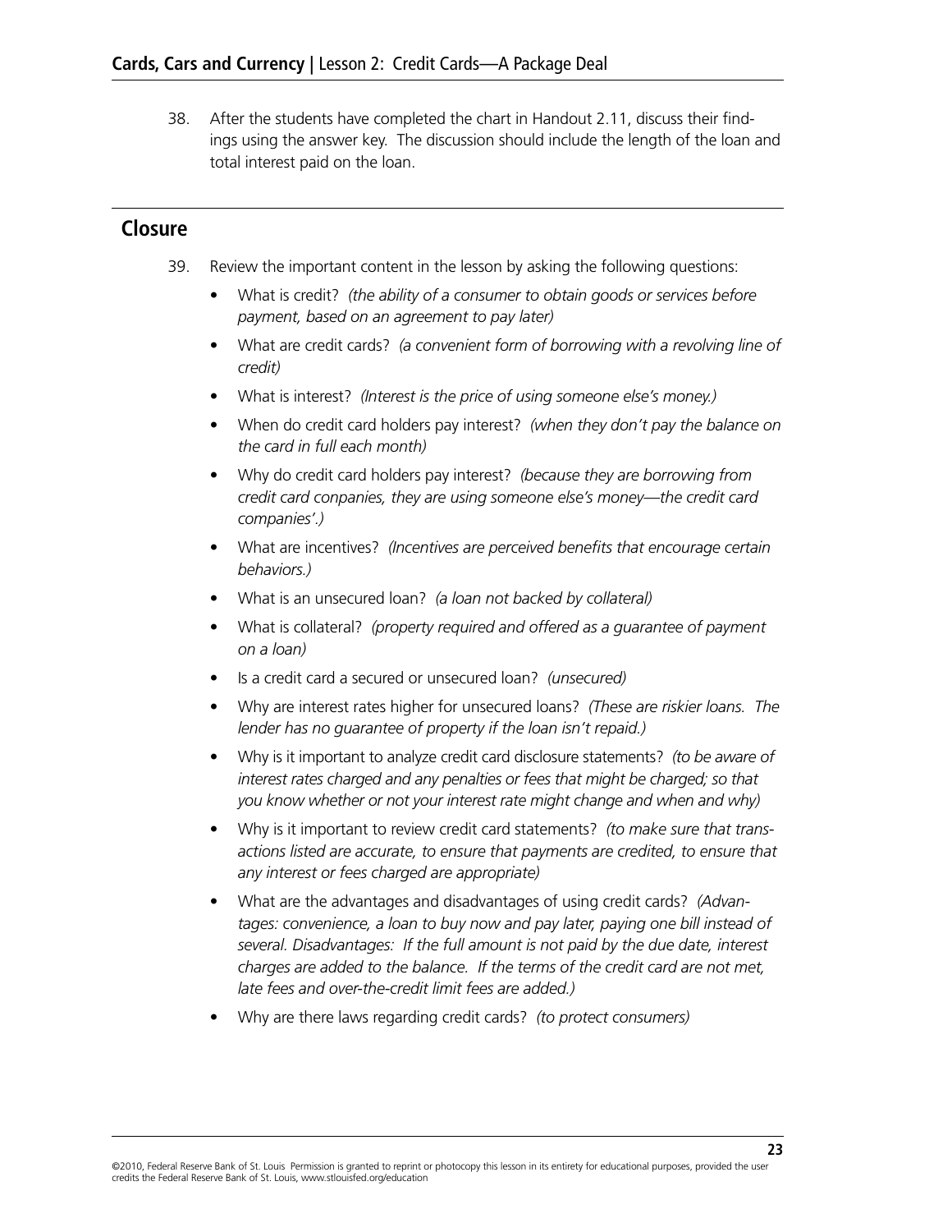38. After the students have completed the chart in Handout 2.11, discuss their findings using the answer key. The discussion should include the length of the loan and total interest paid on the loan.

## Closure

39. Review the important content in the lesson by asking the following questions:

- What is credit? *(the ability of a consumer to obtain goods or services before payment, based on an agreement to pay later)*
- What are credit cards? *(a convenient form of borrowing with a revolving line of credit)*
- What is interest? *(Interest is the price of using someone else's money.)*
- When do credit card holders pay interest? *(when they don't pay the balance on the card in full each month)*
- Why do credit card holders pay interest? *(because they are borrowing from credit card conpanies, they are using someone else's money—the credit card companies'.)*
- What are incentives? *(Incentives are perceived benefits that encourage certain behaviors.)*
- What is an unsecured loan? *(a loan not backed by collateral)*
- What is collateral? *(property required and offered as a guarantee of payment on a loan)*
- Is a credit card a secured or unsecured loan? *(unsecured)*
- Why are interest rates higher for unsecured loans? *(These are riskier loans. The lender has no guarantee of property if the loan isn't repaid.)*
- Why is it important to analyze credit card disclosure statements? *(to be aware of interest rates charged and any penalties or fees that might be charged; so that you know whether or not your interest rate might change and when and why)*
- Why is it important to review credit card statements? *(to make sure that transactions listed are accurate, to ensure that payments are credited, to ensure that any interest or fees charged are appropriate)*
- What are the advantages and disadvantages of using credit cards? *(Advantages: convenience, a loan to buy now and pay later, paying one bill instead of several. Disadvantages: If the full amount is not paid by the due date, interest charges are added to the balance. If the terms of the credit card are not met, late fees and over-the-credit limit fees are added.)*
- Why are there laws regarding credit cards? *(to protect consumers)*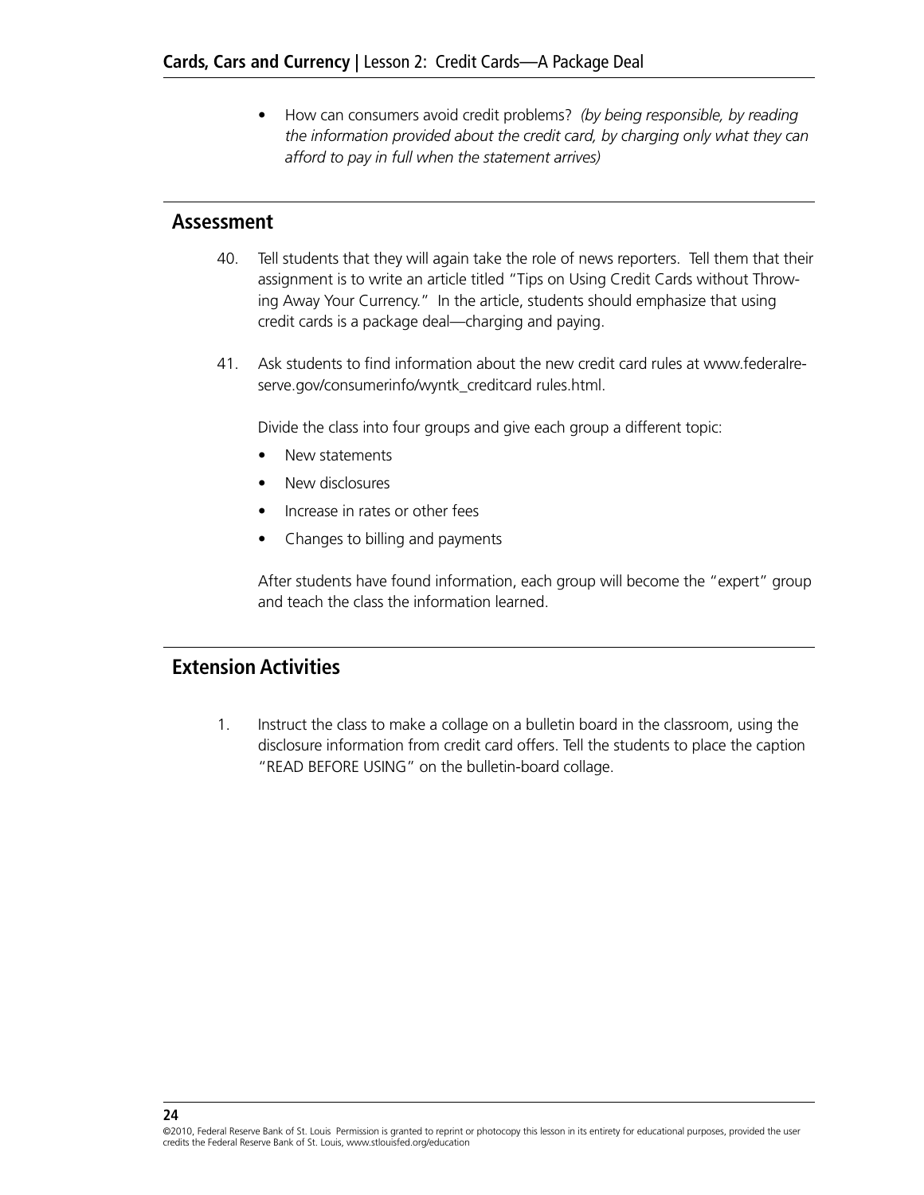- How can consumers avoid credit problems? *(by being responsible, by reading the information provided about the credit card, by charging only what they can afford to pay in full when the statement arrives)*

## Assessment

40. Tell students that they will again take the role of news reporters. Tell them that their assignment is to write an article titled "Tips on Using Credit Cards without Throwing Away Your Currency." In the article, students should emphasize that using credit cards is a package deal—charging and paying.

41. Ask students to find information about the new credit card rules at www.federalreserve.gov/consumerinfo/wyntk_creditcard rules.html.

    Divide the class into four groups and give each group a different topic:

    - New statements
    - New disclosures
    - Increase in rates or other fees
    - Changes to billing and payments

    After students have found information, each group will become the "expert" group and teach the class the information learned.

## Extension Activities

1. Instruct the class to make a collage on a bulletin board in the classroom, using the disclosure information from credit card offers. Tell the students to place the caption "READ BEFORE USING" on the bulletin-board collage.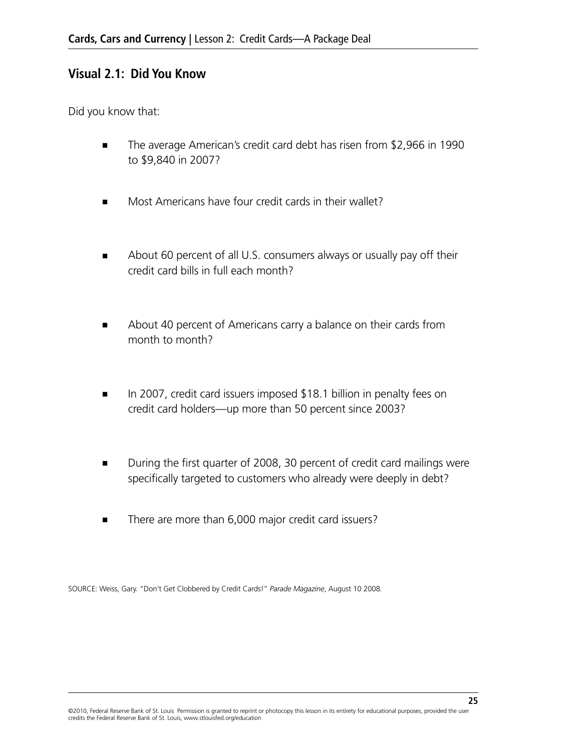## Visual 2.1: Did You Know

Did you know that:

- The average American's credit card debt has risen from $2,966 in 1990 to $9,840 in 2007?
- Most Americans have four credit cards in their wallet?
- About 60 percent of all U.S. consumers always or usually pay off their credit card bills in full each month?
- About 40 percent of Americans carry a balance on their cards from month to month?
- In 2007, credit card issuers imposed $18.1 billion in penalty fees on credit card holders—up more than 50 percent since 2003?
- During the first quarter of 2008, 30 percent of credit card mailings were specifically targeted to customers who already were deeply in debt?
- There are more than 6,000 major credit card issuers?

SOURCE: Weiss, Gary. "Don't Get Clobbered by Credit Cards!" *Parade Magazine*, August 10 2008.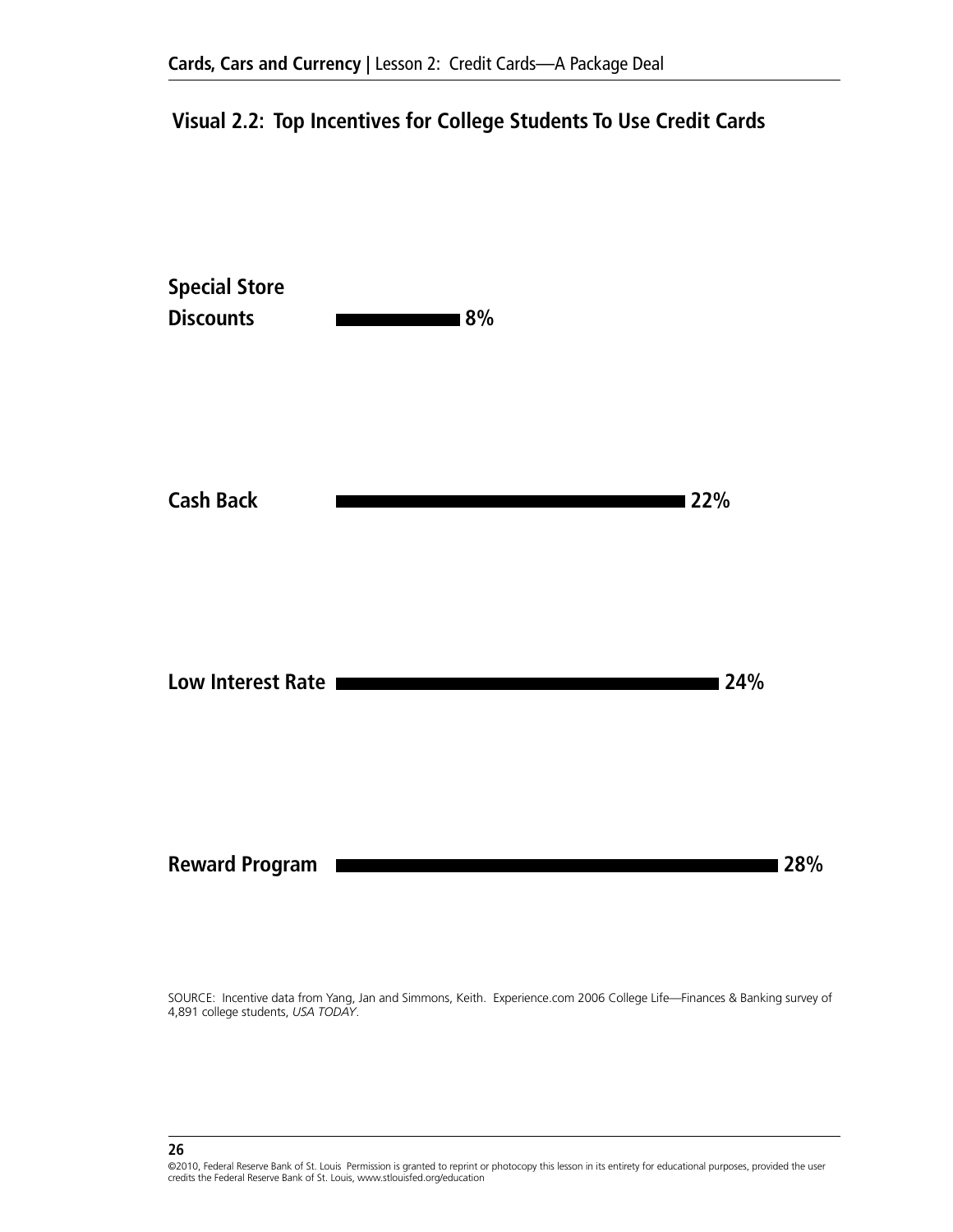## Visual 2.2: Top Incentives for College Students To Use Credit Cards

| Incentive | Percentage |
| --- | --- |
| Special Store Discounts | 8% |
| Cash Back | 22% |
| Low Interest Rate | 24% |
| Reward Program | 28% |

SOURCE: Incentive data from Yang, Jan and Simmons, Keith. Experience.com 2006 College Life—Finances & Banking survey of 4,891 college students, *USA TODAY*.

©2010, Federal Reserve Bank of St. Louis Permission is granted to reprint or photocopy this lesson in its entirety for educational purposes, provided the user credits the Federal Reserve Bank of St. Louis, www.stlouisfed.org/education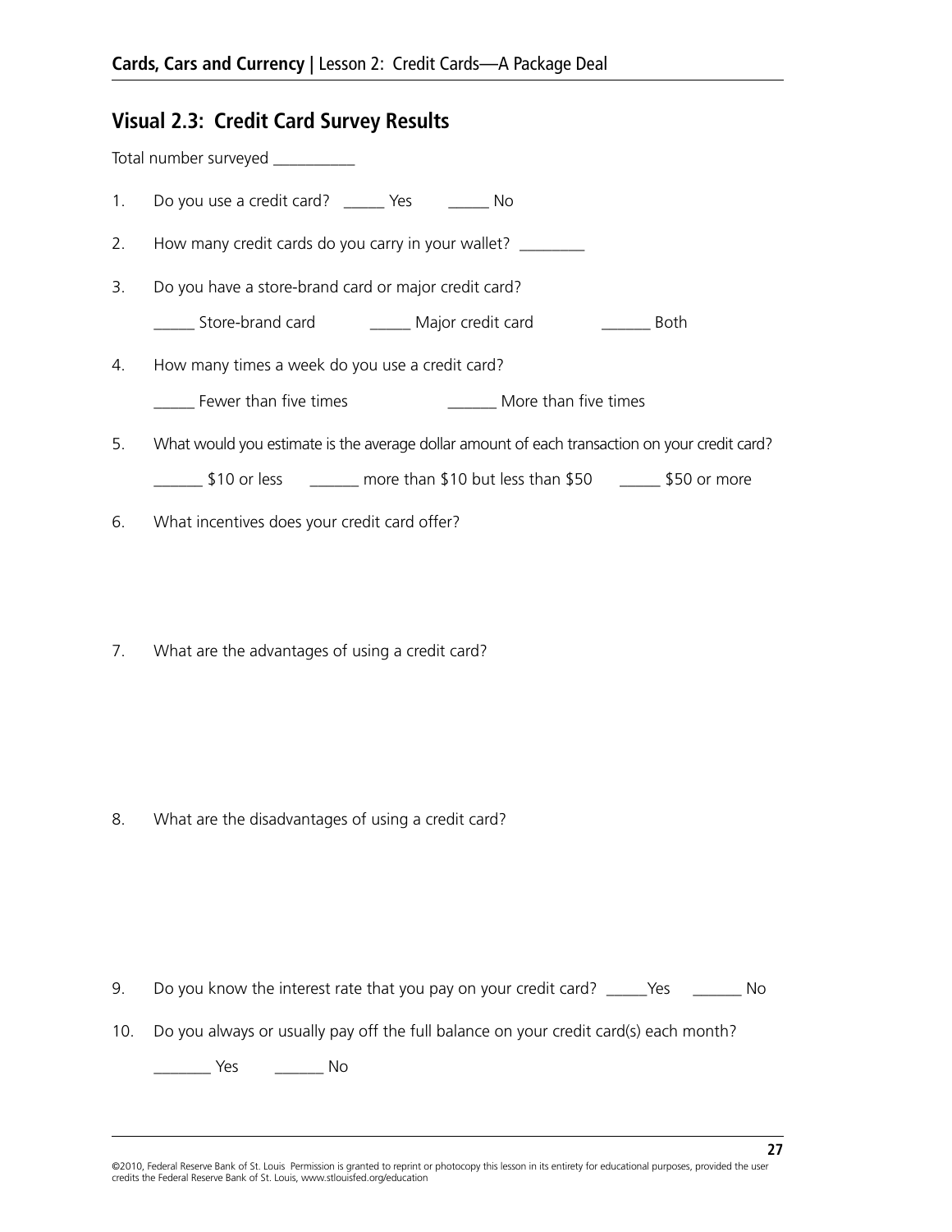## Visual 2.3: Credit Card Survey Results

Total number surveyed __________

1. Do you use a credit card? _____ Yes _____ No

2. How many credit cards do you carry in your wallet? ________

3. Do you have a store-brand card or major credit card?

   _____ Store-brand card _____ Major credit card ______ Both

4. How many times a week do you use a credit card?

   _____ Fewer than five times ______ More than five times

5. What would you estimate is the average dollar amount of each transaction on your credit card?

   ______ $10 or less ______ more than $10 but less than $50 _____ $50 or more

6. What incentives does your credit card offer?

7. What are the advantages of using a credit card?

8. What are the disadvantages of using a credit card?

9. Do you know the interest rate that you pay on your credit card? _____Yes ______ No

10. Do you always or usually pay off the full balance on your credit card(s) each month?

    _______ Yes ______ No

©2010, Federal Reserve Bank of St. Louis Permission is granted to reprint or photocopy this lesson in its entirety for educational purposes, provided the user credits the Federal Reserve Bank of St. Louis, www.stlouisfed.org/education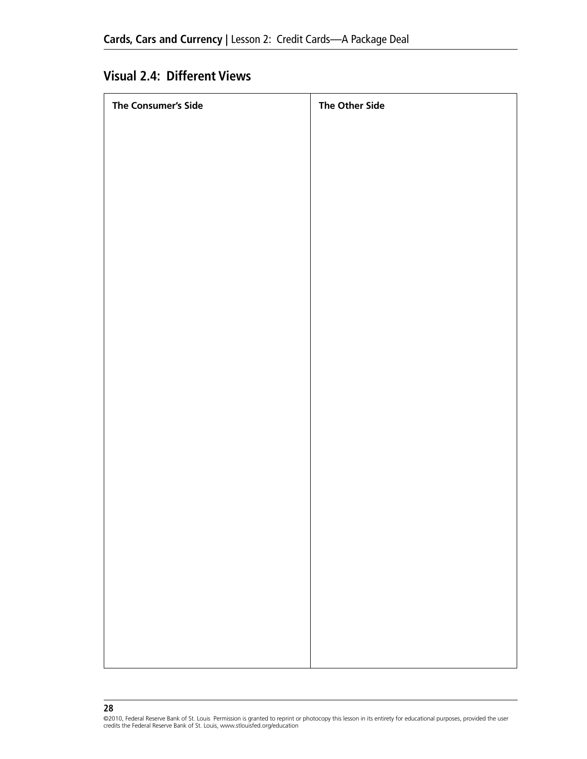## Visual 2.4: Different Views

| The Consumer's Side | The Other Side |
| --- | --- |
| | |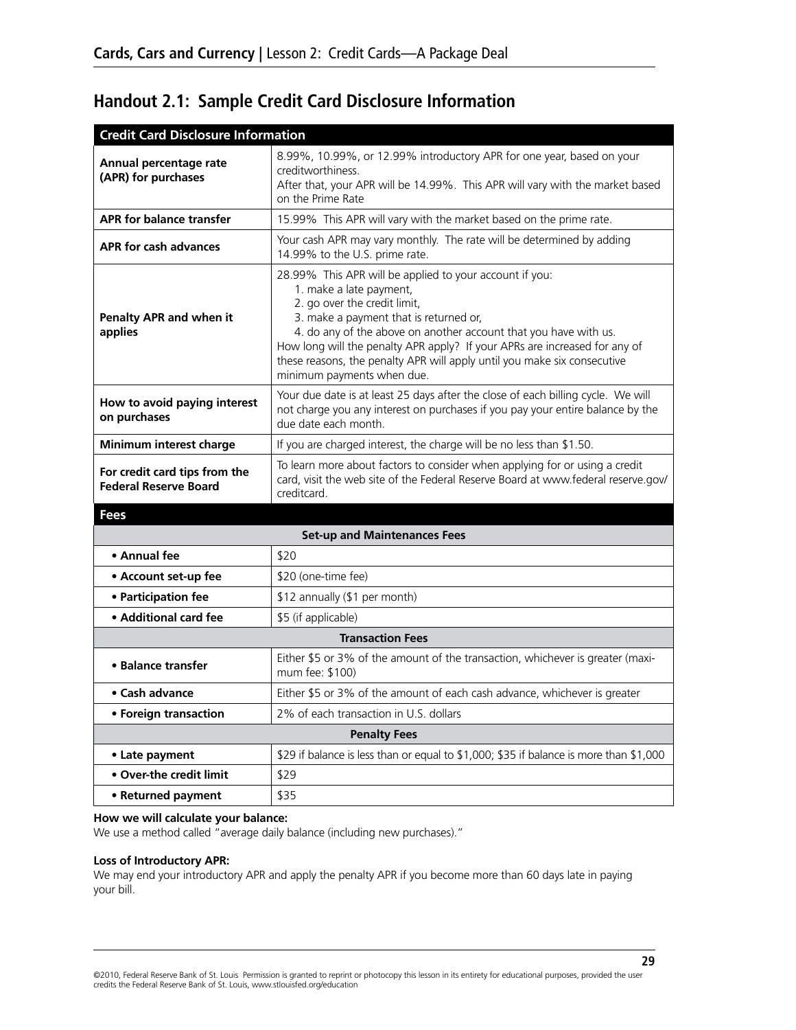## Handout 2.1: Sample Credit Card Disclosure Information

| Credit Card Disclosure Information | |
|---|---|
| **Annual percentage rate (APR) for purchases** | 8.99%, 10.99%, or 12.99% introductory APR for one year, based on your creditworthiness.<br>After that, your APR will be 14.99%. This APR will vary with the market based on the Prime Rate |
| **APR for balance transfer** | 15.99% This APR will vary with the market based on the prime rate. |
| **APR for cash advances** | Your cash APR may vary monthly. The rate will be determined by adding 14.99% to the U.S. prime rate. |
| **Penalty APR and when it applies** | 28.99% This APR will be applied to your account if you:<br>1. make a late payment,<br>2. go over the credit limit,<br>3. make a payment that is returned or,<br>4. do any of the above on another account that you have with us.<br>How long will the penalty APR apply? If your APRs are increased for any of these reasons, the penalty APR will apply until you make six consecutive minimum payments when due. |
| **How to avoid paying interest on purchases** | Your due date is at least 25 days after the close of each billing cycle. We will not charge you any interest on purchases if you pay your entire balance by the due date each month. |
| **Minimum interest charge** | If you are charged interest, the charge will be no less than $1.50. |
| **For credit card tips from the Federal Reserve Board** | To learn more about factors to consider when applying for or using a credit card, visit the web site of the Federal Reserve Board at www.federal reserve.gov/creditcard. |
| **Fees** | |
| **Set-up and Maintenances Fees** | |
| **• Annual fee** | $20 |
| **• Account set-up fee** | $20 (one-time fee) |
| **• Participation fee** | $12 annually ($1 per month) |
| **• Additional card fee** | $5 (if applicable) |
| **Transaction Fees** | |
| **• Balance transfer** | Either $5 or 3% of the amount of the transaction, whichever is greater (maximum fee: $100) |
| **• Cash advance** | Either $5 or 3% of the amount of each cash advance, whichever is greater |
| **• Foreign transaction** | 2% of each transaction in U.S. dollars |
| **Penalty Fees** | |
| **• Late payment** | $29 if balance is less than or equal to $1,000; $35 if balance is more than $1,000 |
| **• Over-the credit limit** | $29 |
| **• Returned payment** | $35 |

**How we will calculate your balance:**
We use a method called "average daily balance (including new purchases)."

**Loss of Introductory APR:**
We may end your introductory APR and apply the penalty APR if you become more than 60 days late in paying your bill.

©2010, Federal Reserve Bank of St. Louis Permission is granted to reprint or photocopy this lesson in its entirety for educational purposes, provided the user credits the Federal Reserve Bank of St. Louis, www.stlouisfed.org/education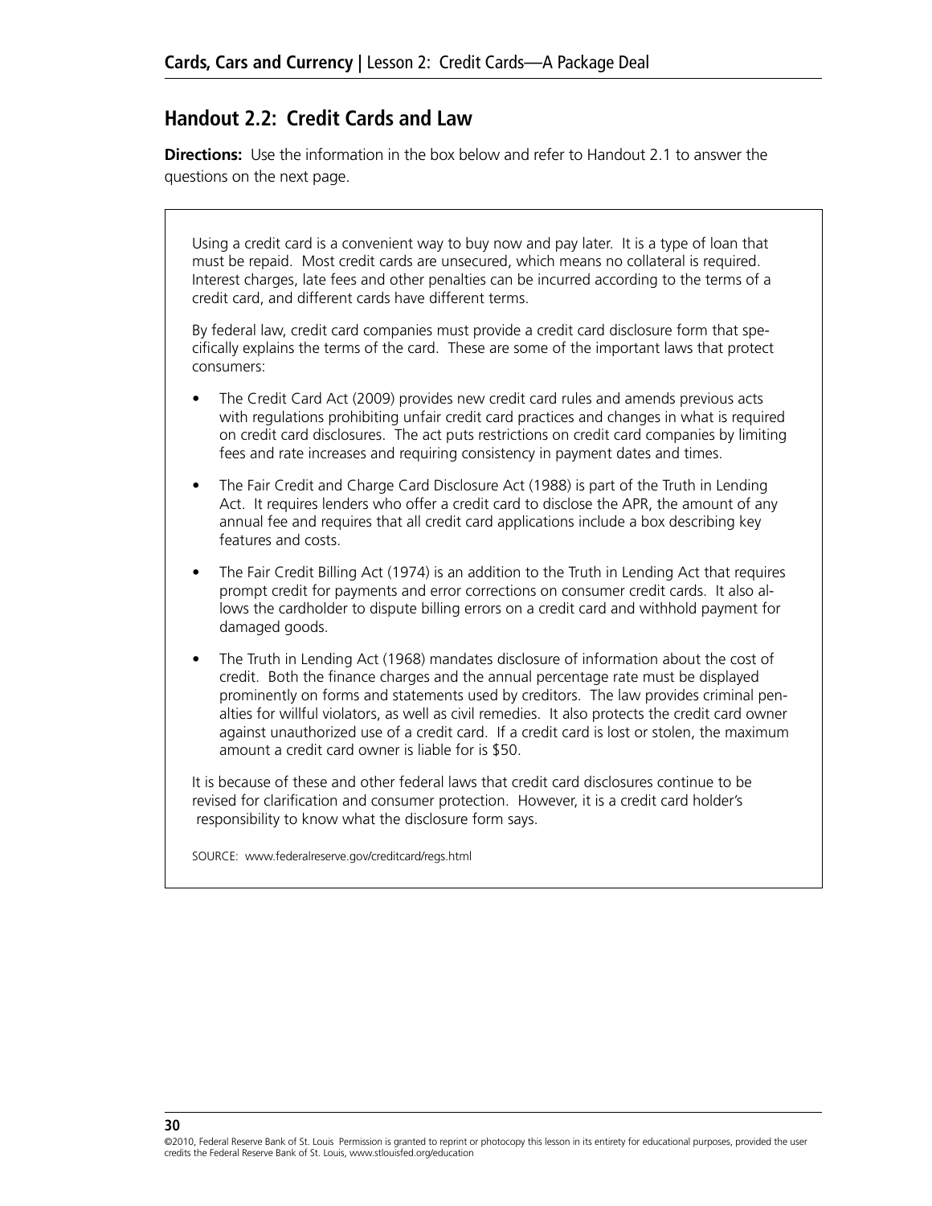## Handout 2.2: Credit Cards and Law

**Directions:** Use the information in the box below and refer to Handout 2.1 to answer the questions on the next page.

Using a credit card is a convenient way to buy now and pay later. It is a type of loan that must be repaid. Most credit cards are unsecured, which means no collateral is required. Interest charges, late fees and other penalties can be incurred according to the terms of a credit card, and different cards have different terms.

By federal law, credit card companies must provide a credit card disclosure form that specifically explains the terms of the card. These are some of the important laws that protect consumers:

- The Credit Card Act (2009) provides new credit card rules and amends previous acts with regulations prohibiting unfair credit card practices and changes in what is required on credit card disclosures. The act puts restrictions on credit card companies by limiting fees and rate increases and requiring consistency in payment dates and times.
- The Fair Credit and Charge Card Disclosure Act (1988) is part of the Truth in Lending Act. It requires lenders who offer a credit card to disclose the APR, the amount of any annual fee and requires that all credit card applications include a box describing key features and costs.
- The Fair Credit Billing Act (1974) is an addition to the Truth in Lending Act that requires prompt credit for payments and error corrections on consumer credit cards. It also allows the cardholder to dispute billing errors on a credit card and withhold payment for damaged goods.
- The Truth in Lending Act (1968) mandates disclosure of information about the cost of credit. Both the finance charges and the annual percentage rate must be displayed prominently on forms and statements used by creditors. The law provides criminal penalties for willful violators, as well as civil remedies. It also protects the credit card owner against unauthorized use of a credit card. If a credit card is lost or stolen, the maximum amount a credit card owner is liable for is $50.

It is because of these and other federal laws that credit card disclosures continue to be revised for clarification and consumer protection. However, it is a credit card holder's responsibility to know what the disclosure form says.

SOURCE: www.federalreserve.gov/creditcard/regs.html

©2010, Federal Reserve Bank of St. Louis Permission is granted to reprint or photocopy this lesson in its entirety for educational purposes, provided the user credits the Federal Reserve Bank of St. Louis, www.stlouisfed.org/education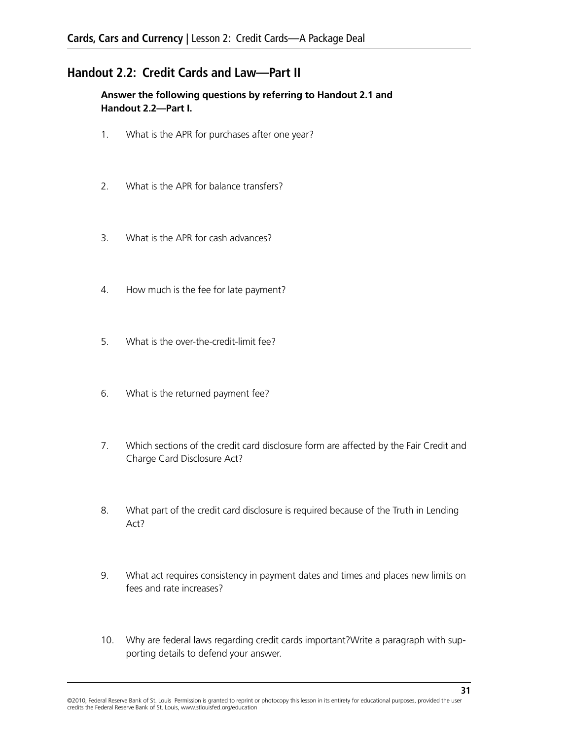## Handout 2.2: Credit Cards and Law—Part II

**Answer the following questions by referring to Handout 2.1 and Handout 2.2—Part I.**

1. What is the APR for purchases after one year?

2. What is the APR for balance transfers?

3. What is the APR for cash advances?

4. How much is the fee for late payment?

5. What is the over-the-credit-limit fee?

6. What is the returned payment fee?

7. Which sections of the credit card disclosure form are affected by the Fair Credit and Charge Card Disclosure Act?

8. What part of the credit card disclosure is required because of the Truth in Lending Act?

9. What act requires consistency in payment dates and times and places new limits on fees and rate increases?

10. Why are federal laws regarding credit cards important?Write a paragraph with supporting details to defend your answer.

©2010, Federal Reserve Bank of St. Louis Permission is granted to reprint or photocopy this lesson in its entirety for educational purposes, provided the user credits the Federal Reserve Bank of St. Louis, www.stlouisfed.org/education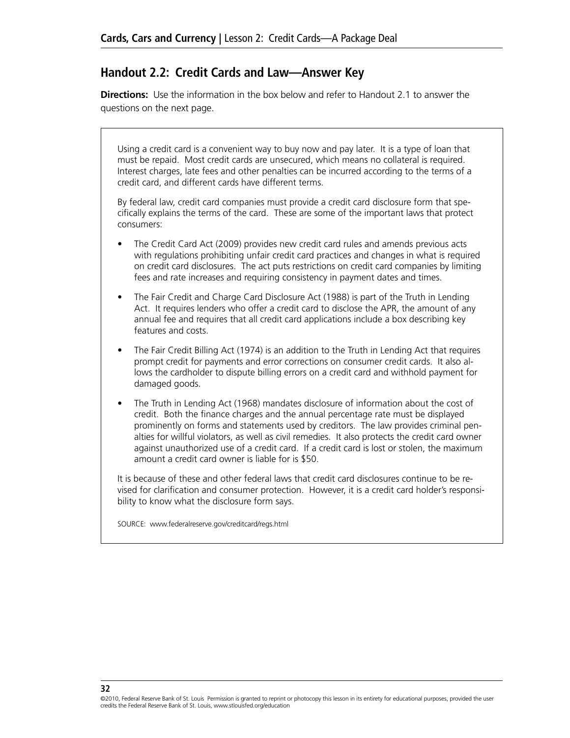## Handout 2.2: Credit Cards and Law—Answer Key

**Directions:** Use the information in the box below and refer to Handout 2.1 to answer the questions on the next page.

Using a credit card is a convenient way to buy now and pay later. It is a type of loan that must be repaid. Most credit cards are unsecured, which means no collateral is required. Interest charges, late fees and other penalties can be incurred according to the terms of a credit card, and different cards have different terms.

By federal law, credit card companies must provide a credit card disclosure form that specifically explains the terms of the card. These are some of the important laws that protect consumers:

- The Credit Card Act (2009) provides new credit card rules and amends previous acts with regulations prohibiting unfair credit card practices and changes in what is required on credit card disclosures. The act puts restrictions on credit card companies by limiting fees and rate increases and requiring consistency in payment dates and times.
- The Fair Credit and Charge Card Disclosure Act (1988) is part of the Truth in Lending Act. It requires lenders who offer a credit card to disclose the APR, the amount of any annual fee and requires that all credit card applications include a box describing key features and costs.
- The Fair Credit Billing Act (1974) is an addition to the Truth in Lending Act that requires prompt credit for payments and error corrections on consumer credit cards. It also allows the cardholder to dispute billing errors on a credit card and withhold payment for damaged goods.
- The Truth in Lending Act (1968) mandates disclosure of information about the cost of credit. Both the finance charges and the annual percentage rate must be displayed prominently on forms and statements used by creditors. The law provides criminal penalties for willful violators, as well as civil remedies. It also protects the credit card owner against unauthorized use of a credit card. If a credit card is lost or stolen, the maximum amount a credit card owner is liable for is $50.

It is because of these and other federal laws that credit card disclosures continue to be revised for clarification and consumer protection. However, it is a credit card holder's responsibility to know what the disclosure form says.

SOURCE: www.federalreserve.gov/creditcard/regs.html

©2010, Federal Reserve Bank of St. Louis Permission is granted to reprint or photocopy this lesson in its entirety for educational purposes, provided the user credits the Federal Reserve Bank of St. Louis, www.stlouisfed.org/education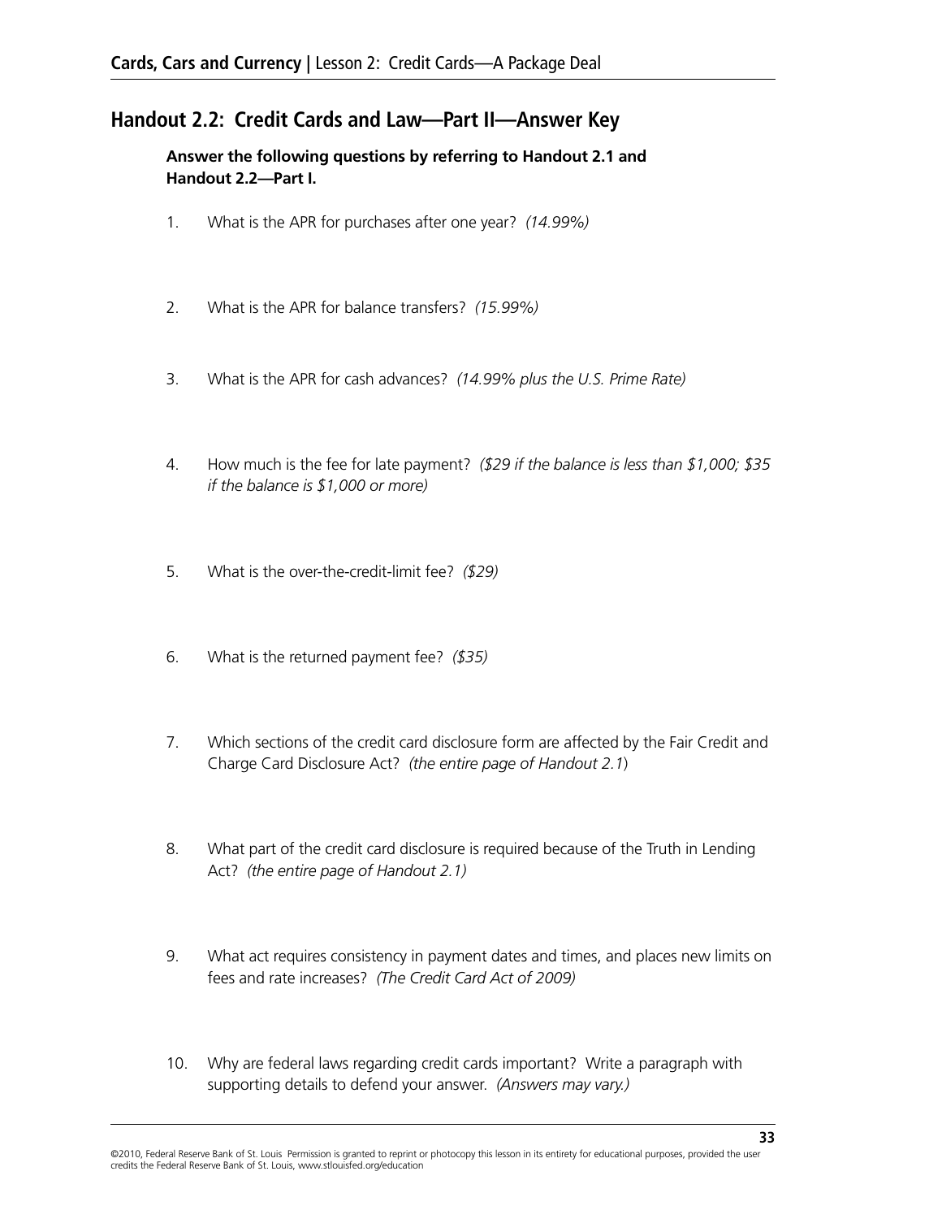## Handout 2.2: Credit Cards and Law—Part II—Answer Key

**Answer the following questions by referring to Handout 2.1 and Handout 2.2—Part I.**

1. What is the APR for purchases after one year? *(14.99%)*

2. What is the APR for balance transfers? *(15.99%)*

3. What is the APR for cash advances? *(14.99% plus the U.S. Prime Rate)*

4. How much is the fee for late payment? *($29 if the balance is less than $1,000; $35 if the balance is $1,000 or more)*

5. What is the over-the-credit-limit fee? *($29)*

6. What is the returned payment fee? *($35)*

7. Which sections of the credit card disclosure form are affected by the Fair Credit and Charge Card Disclosure Act? *(the entire page of Handout 2.1)*

8. What part of the credit card disclosure is required because of the Truth in Lending Act? *(the entire page of Handout 2.1)*

9. What act requires consistency in payment dates and times, and places new limits on fees and rate increases? *(The Credit Card Act of 2009)*

10. Why are federal laws regarding credit cards important? Write a paragraph with supporting details to defend your answer. *(Answers may vary.)*

©2010, Federal Reserve Bank of St. Louis Permission is granted to reprint or photocopy this lesson in its entirety for educational purposes, provided the user credits the Federal Reserve Bank of St. Louis, www.stlouisfed.org/education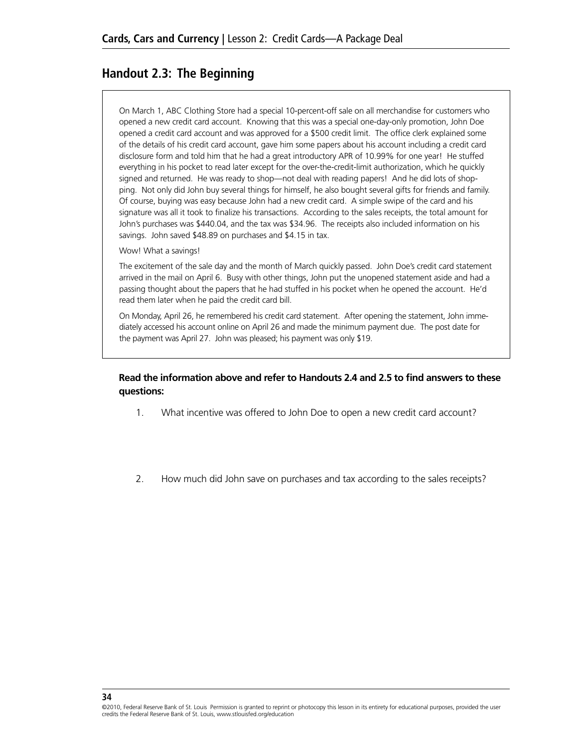## Handout 2.3: The Beginning

On March 1, ABC Clothing Store had a special 10-percent-off sale on all merchandise for customers who opened a new credit card account. Knowing that this was a special one-day-only promotion, John Doe opened a credit card account and was approved for a $500 credit limit. The office clerk explained some of the details of his credit card account, gave him some papers about his account including a credit card disclosure form and told him that he had a great introductory APR of 10.99% for one year! He stuffed everything in his pocket to read later except for the over-the-credit-limit authorization, which he quickly signed and returned. He was ready to shop—not deal with reading papers! And he did lots of shopping. Not only did John buy several things for himself, he also bought several gifts for friends and family. Of course, buying was easy because John had a new credit card. A simple swipe of the card and his signature was all it took to finalize his transactions. According to the sales receipts, the total amount for John's purchases was $440.04, and the tax was $34.96. The receipts also included information on his savings. John saved $48.89 on purchases and $4.15 in tax.

Wow! What a savings!

The excitement of the sale day and the month of March quickly passed. John Doe's credit card statement arrived in the mail on April 6. Busy with other things, John put the unopened statement aside and had a passing thought about the papers that he had stuffed in his pocket when he opened the account. He'd read them later when he paid the credit card bill.

On Monday, April 26, he remembered his credit card statement. After opening the statement, John immediately accessed his account online on April 26 and made the minimum payment due. The post date for the payment was April 27. John was pleased; his payment was only $19.

**Read the information above and refer to Handouts 2.4 and 2.5 to find answers to these questions:**

1. What incentive was offered to John Doe to open a new credit card account?

2. How much did John save on purchases and tax according to the sales receipts?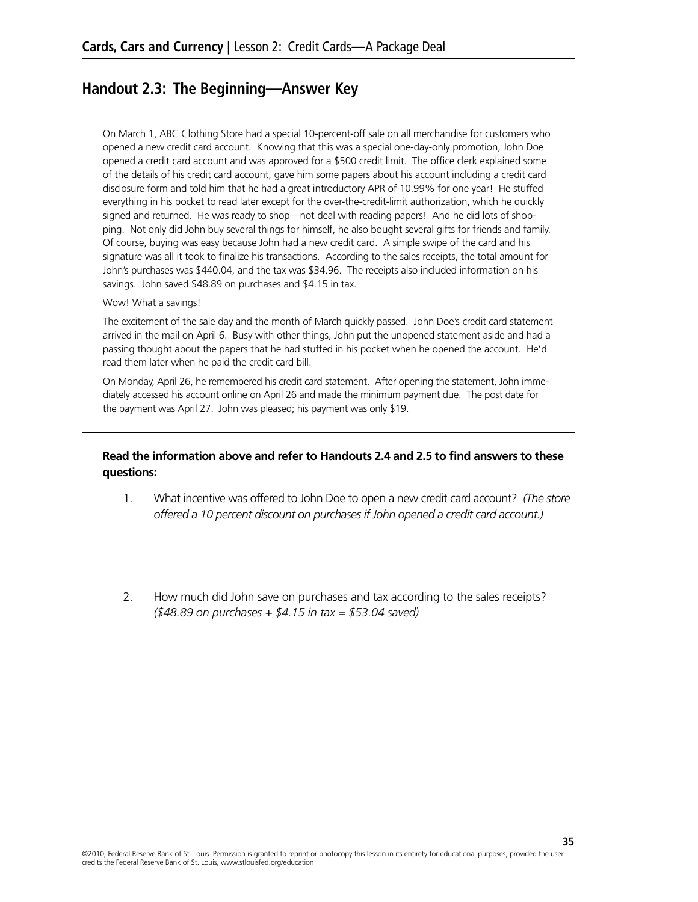## Handout 2.3: The Beginning—Answer Key

On March 1, ABC Clothing Store had a special 10-percent-off sale on all merchandise for customers who opened a new credit card account. Knowing that this was a special one-day-only promotion, John Doe opened a credit card account and was approved for a $500 credit limit. The office clerk explained some of the details of his credit card account, gave him some papers about his account including a credit card disclosure form and told him that he had a great introductory APR of 10.99% for one year! He stuffed everything in his pocket to read later except for the over-the-credit-limit authorization, which he quickly signed and returned. He was ready to shop—not deal with reading papers! And he did lots of shopping. Not only did John buy several things for himself, he also bought several gifts for friends and family. Of course, buying was easy because John had a new credit card. A simple swipe of the card and his signature was all it took to finalize his transactions. According to the sales receipts, the total amount for John's purchases was $440.04, and the tax was $34.96. The receipts also included information on his savings. John saved $48.89 on purchases and $4.15 in tax.

Wow! What a savings!

The excitement of the sale day and the month of March quickly passed. John Doe's credit card statement arrived in the mail on April 6. Busy with other things, John put the unopened statement aside and had a passing thought about the papers that he had stuffed in his pocket when he opened the account. He'd read them later when he paid the credit card bill.

On Monday, April 26, he remembered his credit card statement. After opening the statement, John immediately accessed his account online on April 26 and made the minimum payment due. The post date for the payment was April 27. John was pleased; his payment was only $19.

**Read the information above and refer to Handouts 2.4 and 2.5 to find answers to these questions:**

1. What incentive was offered to John Doe to open a new credit card account? *(The store offered a 10 percent discount on purchases if John opened a credit card account.)*

2. How much did John save on purchases and tax according to the sales receipts? *($48.89 on purchases + $4.15 in tax = $53.04 saved)*

©2010, Federal Reserve Bank of St. Louis Permission is granted to reprint or photocopy this lesson in its entirety for educational purposes, provided the user credits the Federal Reserve Bank of St. Louis, www.stlouisfed.org/education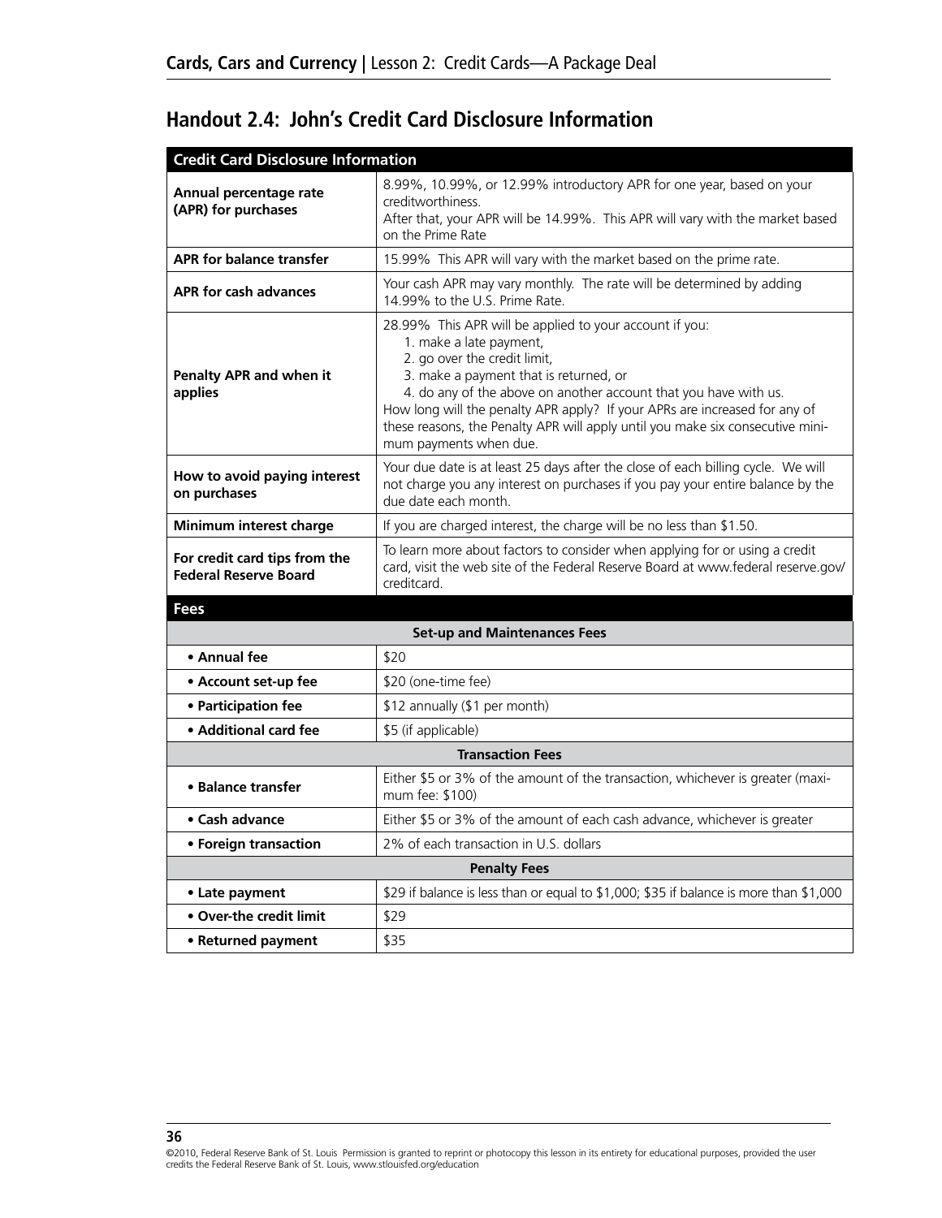## Handout 2.4: John's Credit Card Disclosure Information

| Credit Card Disclosure Information | |
|---|---|
| **Annual percentage rate (APR) for purchases** | 8.99%, 10.99%, or 12.99% introductory APR for one year, based on your creditworthiness.<br>After that, your APR will be 14.99%. This APR will vary with the market based on the Prime Rate |
| **APR for balance transfer** | 15.99% This APR will vary with the market based on the prime rate. |
| **APR for cash advances** | Your cash APR may vary monthly. The rate will be determined by adding 14.99% to the U.S. Prime Rate. |
| **Penalty APR and when it applies** | 28.99% This APR will be applied to your account if you:<br>1. make a late payment,<br>2. go over the credit limit,<br>3. make a payment that is returned, or<br>4. do any of the above on another account that you have with us.<br>How long will the penalty APR apply? If your APRs are increased for any of these reasons, the Penalty APR will apply until you make six consecutive minimum payments when due. |
| **How to avoid paying interest on purchases** | Your due date is at least 25 days after the close of each billing cycle. We will not charge you any interest on purchases if you pay your entire balance by the due date each month. |
| **Minimum interest charge** | If you are charged interest, the charge will be no less than $1.50. |
| **For credit card tips from the Federal Reserve Board** | To learn more about factors to consider when applying for or using a credit card, visit the web site of the Federal Reserve Board at www.federal reserve.gov/creditcard. |
| **Fees** | |
| **Set-up and Maintenances Fees** | |
| • **Annual fee** | $20 |
| • **Account set-up fee** | $20 (one-time fee) |
| • **Participation fee** | $12 annually ($1 per month) |
| • **Additional card fee** | $5 (if applicable) |
| **Transaction Fees** | |
| • **Balance transfer** | Either $5 or 3% of the amount of the transaction, whichever is greater (maximum fee: $100) |
| • **Cash advance** | Either $5 or 3% of the amount of each cash advance, whichever is greater |
| • **Foreign transaction** | 2% of each transaction in U.S. dollars |
| **Penalty Fees** | |
| • **Late payment** | $29 if balance is less than or equal to $1,000; $35 if balance is more than $1,000 |
| • **Over-the credit limit** | $29 |
| • **Returned payment** | $35 |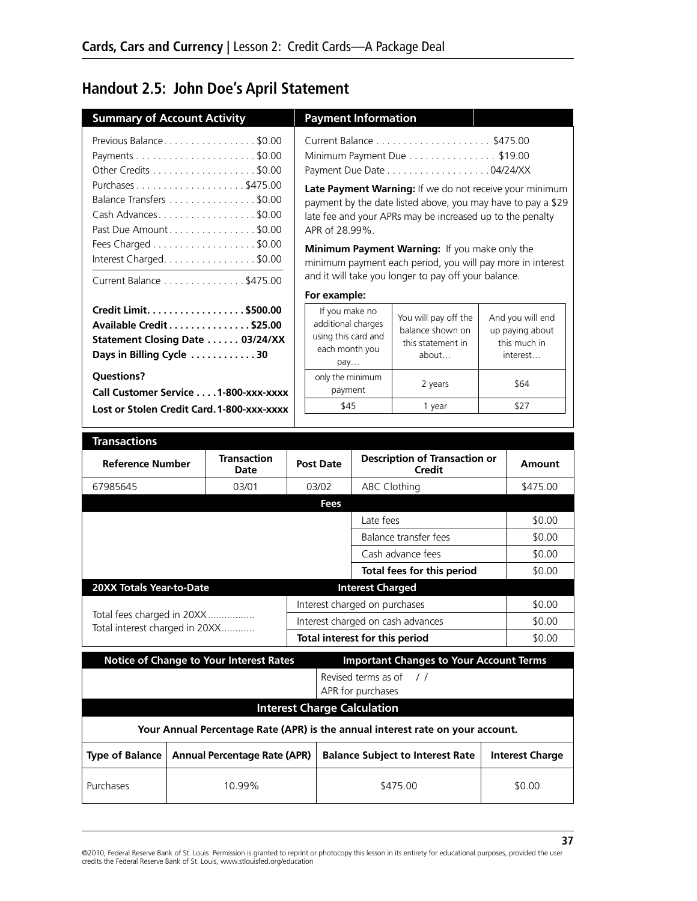## Handout 2.5: John Doe's April Statement

### Summary of Account Activity

Previous Balance . . . . . . . . . . . . . . . . . $0.00
Payments . . . . . . . . . . . . . . . . . . . . . . $0.00
Other Credits . . . . . . . . . . . . . . . . . . . $0.00
Purchases . . . . . . . . . . . . . . . . . . . . $475.00
Balance Transfers . . . . . . . . . . . . . . . . $0.00
Cash Advances . . . . . . . . . . . . . . . . . . $0.00
Past Due Amount . . . . . . . . . . . . . . . . $0.00
Fees Charged . . . . . . . . . . . . . . . . . . . $0.00
Interest Charged. . . . . . . . . . . . . . . . . $0.00

Current Balance . . . . . . . . . . . . . . . $475.00

**Credit Limit. . . . . . . . . . . . . . . . . . $500.00**
**Available Credit . . . . . . . . . . . . . . . $25.00**
**Statement Closing Date . . . . . . 03/24/XX**
**Days in Billing Cycle . . . . . . . . . . . 30**

**Questions?**
**Call Customer Service . . . . 1-800-xxx-xxxx**
**Lost or Stolen Credit Card. 1-800-xxx-xxxx**

### Payment Information

Current Balance . . . . . . . . . . . . . . . . . . . . . $475.00
Minimum Payment Due . . . . . . . . . . . . . . . . $19.00
Payment Due Date . . . . . . . . . . . . . . . . . . 04/24/XX

**Late Payment Warning:** If we do not receive your minimum payment by the date listed above, you may have to pay a $29 late fee and your APRs may be increased up to the penalty APR of 28.99%.

**Minimum Payment Warning:** If you make only the minimum payment each period, you will pay more in interest and it will take you longer to pay off your balance.

**For example:**

| If you make no additional charges using this card and each month you pay… | You will pay off the balance shown on this statement in about… | And you will end up paying about this much in interest… |
|---|---|---|
| only the minimum payment | 2 years | $64 |
| $45 | 1 year | $27 |

### Transactions

| Reference Number | Transaction Date | Post Date | Description of Transaction or Credit | Amount |
|---|---|---|---|---|
| 67985645 | 03/01 | 03/02 | ABC Clothing | $475.00 |
| | | **Fees** | | |
| | | | Late fees | $0.00 |
| | | | Balance transfer fees | $0.00 |
| | | | Cash advance fees | $0.00 |
| | | | **Total fees for this period** | $0.00 |
| **20XX Totals Year-to-Date** | | **Interest Charged** | | |
| Total fees charged in 20XX ................. | | Interest charged on purchases | | $0.00 |
| Total interest charged in 20XX............ | | Interest charged on cash advances | | $0.00 |
| | | **Total interest for this period** | | $0.00 |

| Notice of Change to Your Interest Rates | Important Changes to Your Account Terms |
|---|---|
| | Revised terms as of / / <br> APR for purchases |

### Interest Charge Calculation

**Your Annual Percentage Rate (APR) is the annual interest rate on your account.**

| Type of Balance | Annual Percentage Rate (APR) | Balance Subject to Interest Rate | Interest Charge |
|---|---|---|---|
| Purchases | 10.99% | $475.00 | $0.00 |

©2010, Federal Reserve Bank of St. Louis Permission is granted to reprint or photocopy this lesson in its entirety for educational purposes, provided the user credits the Federal Reserve Bank of St. Louis, www.stlouisfed.org/education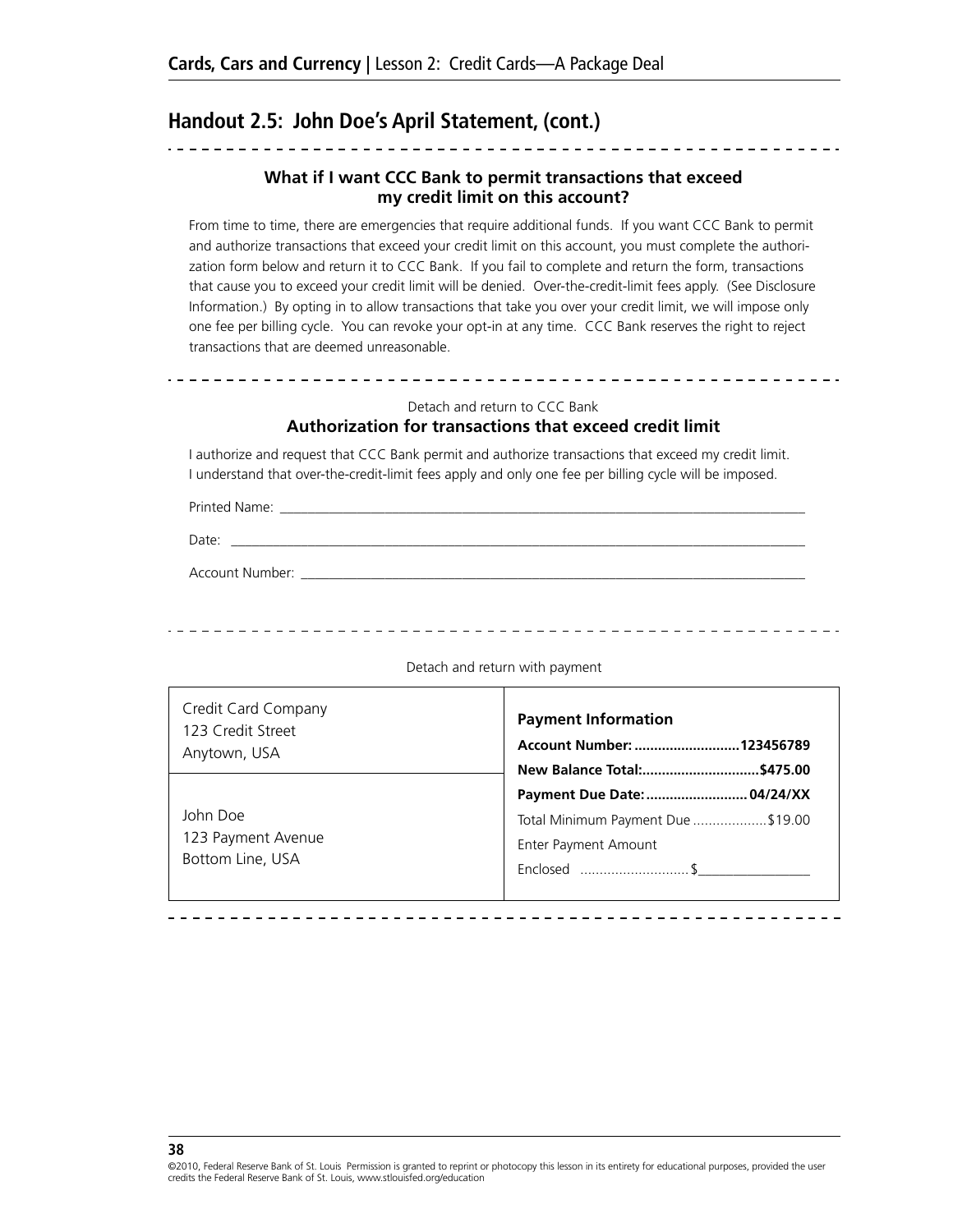## Handout 2.5: John Doe's April Statement, (cont.)

### What if I want CCC Bank to permit transactions that exceed my credit limit on this account?

From time to time, there are emergencies that require additional funds. If you want CCC Bank to permit and authorize transactions that exceed your credit limit on this account, you must complete the authorization form below and return it to CCC Bank. If you fail to complete and return the form, transactions that cause you to exceed your credit limit will be denied. Over-the-credit-limit fees apply. (See Disclosure Information.) By opting in to allow transactions that take you over your credit limit, we will impose only one fee per billing cycle. You can revoke your opt-in at any time. CCC Bank reserves the right to reject transactions that are deemed unreasonable.

Detach and return to CCC Bank

### Authorization for transactions that exceed credit limit

I authorize and request that CCC Bank permit and authorize transactions that exceed my credit limit. I understand that over-the-credit-limit fees apply and only one fee per billing cycle will be imposed.

Printed Name: ______________________________________________

Date: ______________________________________________

Account Number: ______________________________________________

Detach and return with payment

| | |
|---|---|
| Credit Card Company<br>123 Credit Street<br>Anytown, USA | **Payment Information**<br>**Account Number: ..........................123456789**<br>**New Balance Total:.............................$475.00**<br>**Payment Due Date:.........................04/24/XX**<br>Total Minimum Payment Due ..................$19.00<br>Enter Payment Amount<br>Enclosed ...........................$_______________ |
| John Doe<br>123 Payment Avenue<br>Bottom Line, USA | |

©2010, Federal Reserve Bank of St. Louis Permission is granted to reprint or photocopy this lesson in its entirety for educational purposes, provided the user credits the Federal Reserve Bank of St. Louis, www.stlouisfed.org/education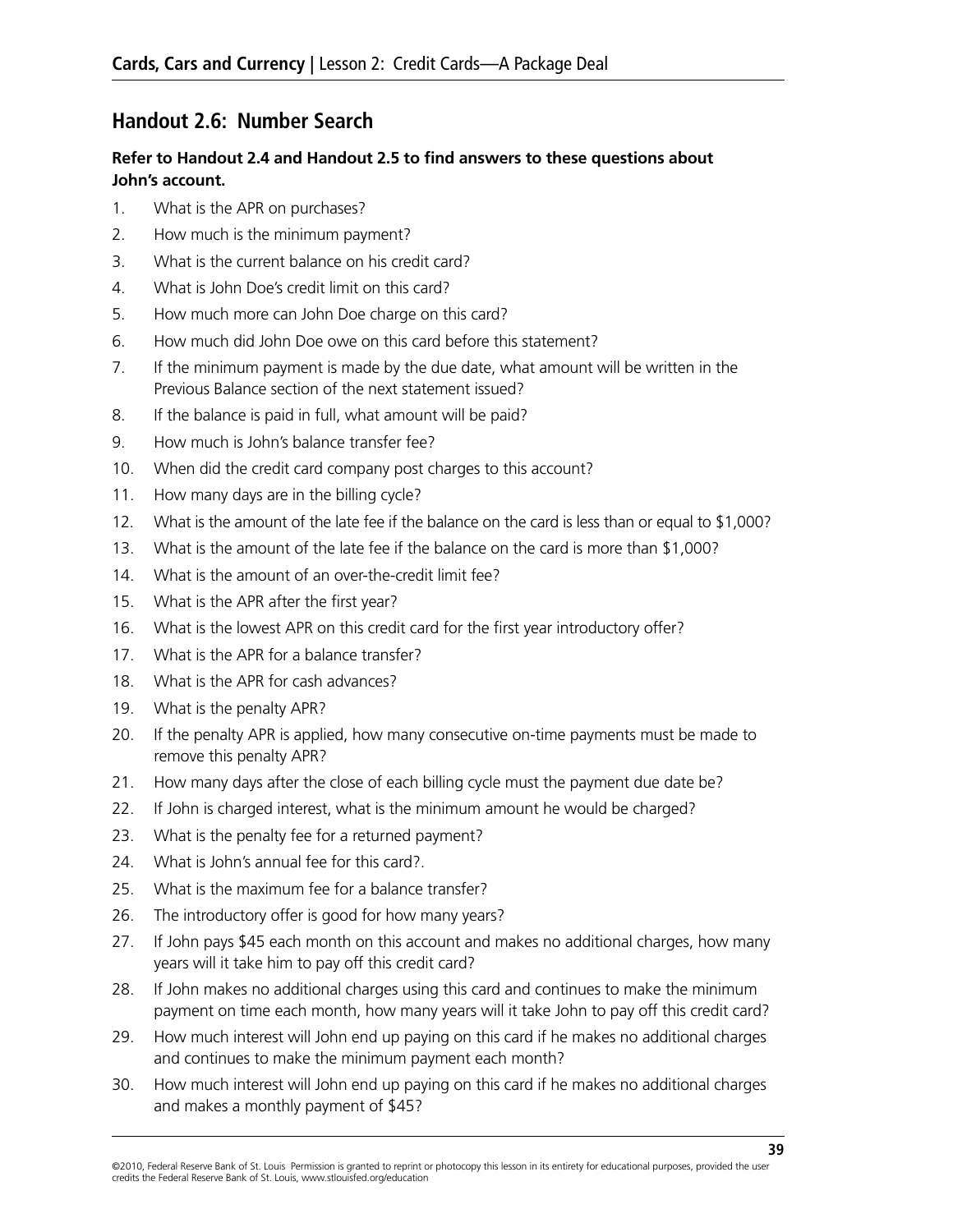## Handout 2.6: Number Search

**Refer to Handout 2.4 and Handout 2.5 to find answers to these questions about John's account.**

1. What is the APR on purchases?
2. How much is the minimum payment?
3. What is the current balance on his credit card?
4. What is John Doe's credit limit on this card?
5. How much more can John Doe charge on this card?
6. How much did John Doe owe on this card before this statement?
7. If the minimum payment is made by the due date, what amount will be written in the Previous Balance section of the next statement issued?
8. If the balance is paid in full, what amount will be paid?
9. How much is John's balance transfer fee?
10. When did the credit card company post charges to this account?
11. How many days are in the billing cycle?
12. What is the amount of the late fee if the balance on the card is less than or equal to $1,000?
13. What is the amount of the late fee if the balance on the card is more than $1,000?
14. What is the amount of an over-the-credit limit fee?
15. What is the APR after the first year?
16. What is the lowest APR on this credit card for the first year introductory offer?
17. What is the APR for a balance transfer?
18. What is the APR for cash advances?
19. What is the penalty APR?
20. If the penalty APR is applied, how many consecutive on-time payments must be made to remove this penalty APR?
21. How many days after the close of each billing cycle must the payment due date be?
22. If John is charged interest, what is the minimum amount he would be charged?
23. What is the penalty fee for a returned payment?
24. What is John's annual fee for this card?.
25. What is the maximum fee for a balance transfer?
26. The introductory offer is good for how many years?
27. If John pays $45 each month on this account and makes no additional charges, how many years will it take him to pay off this credit card?
28. If John makes no additional charges using this card and continues to make the minimum payment on time each month, how many years will it take John to pay off this credit card?
29. How much interest will John end up paying on this card if he makes no additional charges and continues to make the minimum payment each month?
30. How much interest will John end up paying on this card if he makes no additional charges and makes a monthly payment of $45?

©2010, Federal Reserve Bank of St. Louis Permission is granted to reprint or photocopy this lesson in its entirety for educational purposes, provided the user credits the Federal Reserve Bank of St. Louis, www.stlouisfed.org/education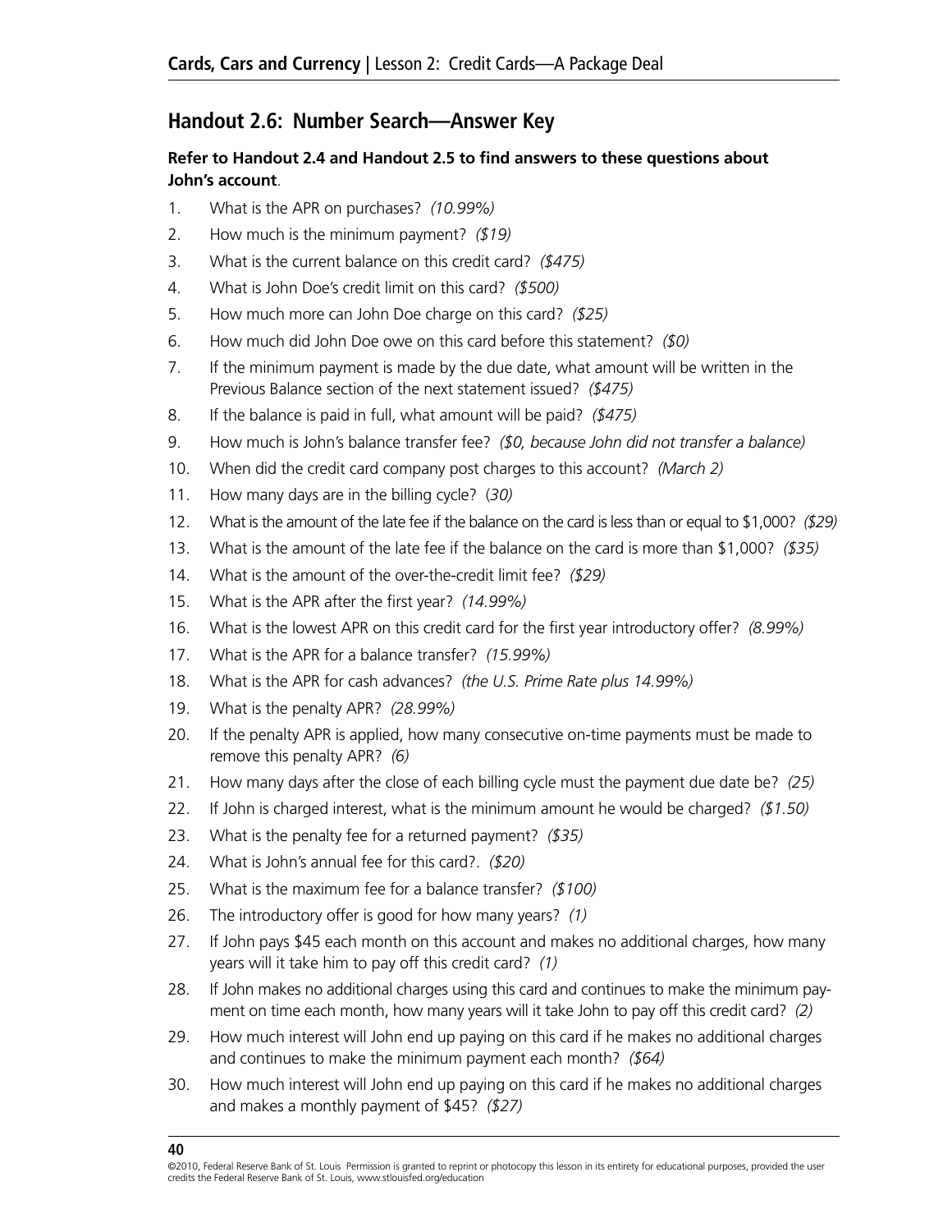## Handout 2.6: Number Search—Answer Key

**Refer to Handout 2.4 and Handout 2.5 to find answers to these questions about John's account**.

1. What is the APR on purchases? *(10.99%)*
2. How much is the minimum payment? *($19)*
3. What is the current balance on this credit card? *($475)*
4. What is John Doe's credit limit on this card? *($500)*
5. How much more can John Doe charge on this card? *($25)*
6. How much did John Doe owe on this card before this statement? *($0)*
7. If the minimum payment is made by the due date, what amount will be written in the Previous Balance section of the next statement issued? *($475)*
8. If the balance is paid in full, what amount will be paid? *($475)*
9. How much is John's balance transfer fee? *($0, because John did not transfer a balance)*
10. When did the credit card company post charges to this account? *(March 2)*
11. How many days are in the billing cycle? (*30)*
12. What is the amount of the late fee if the balance on the card is less than or equal to $1,000? *($29)*
13. What is the amount of the late fee if the balance on the card is more than $1,000? *($35)*
14. What is the amount of the over-the-credit limit fee? *($29)*
15. What is the APR after the first year? *(14.99%)*
16. What is the lowest APR on this credit card for the first year introductory offer? *(8.99%)*
17. What is the APR for a balance transfer? *(15.99%)*
18. What is the APR for cash advances? *(the U.S. Prime Rate plus 14.99%)*
19. What is the penalty APR? *(28.99%)*
20. If the penalty APR is applied, how many consecutive on-time payments must be made to remove this penalty APR? *(6)*
21. How many days after the close of each billing cycle must the payment due date be? *(25)*
22. If John is charged interest, what is the minimum amount he would be charged? *($1.50)*
23. What is the penalty fee for a returned payment? *($35)*
24. What is John's annual fee for this card?. *($20)*
25. What is the maximum fee for a balance transfer? *($100)*
26. The introductory offer is good for how many years? *(1)*
27. If John pays $45 each month on this account and makes no additional charges, how many years will it take him to pay off this credit card? *(1)*
28. If John makes no additional charges using this card and continues to make the minimum payment on time each month, how many years will it take John to pay off this credit card? *(2)*
29. How much interest will John end up paying on this card if he makes no additional charges and continues to make the minimum payment each month? *($64)*
30. How much interest will John end up paying on this card if he makes no additional charges and makes a monthly payment of $45? *($27)*

©2010, Federal Reserve Bank of St. Louis Permission is granted to reprint or photocopy this lesson in its entirety for educational purposes, provided the user credits the Federal Reserve Bank of St. Louis, www.stlouisfed.org/education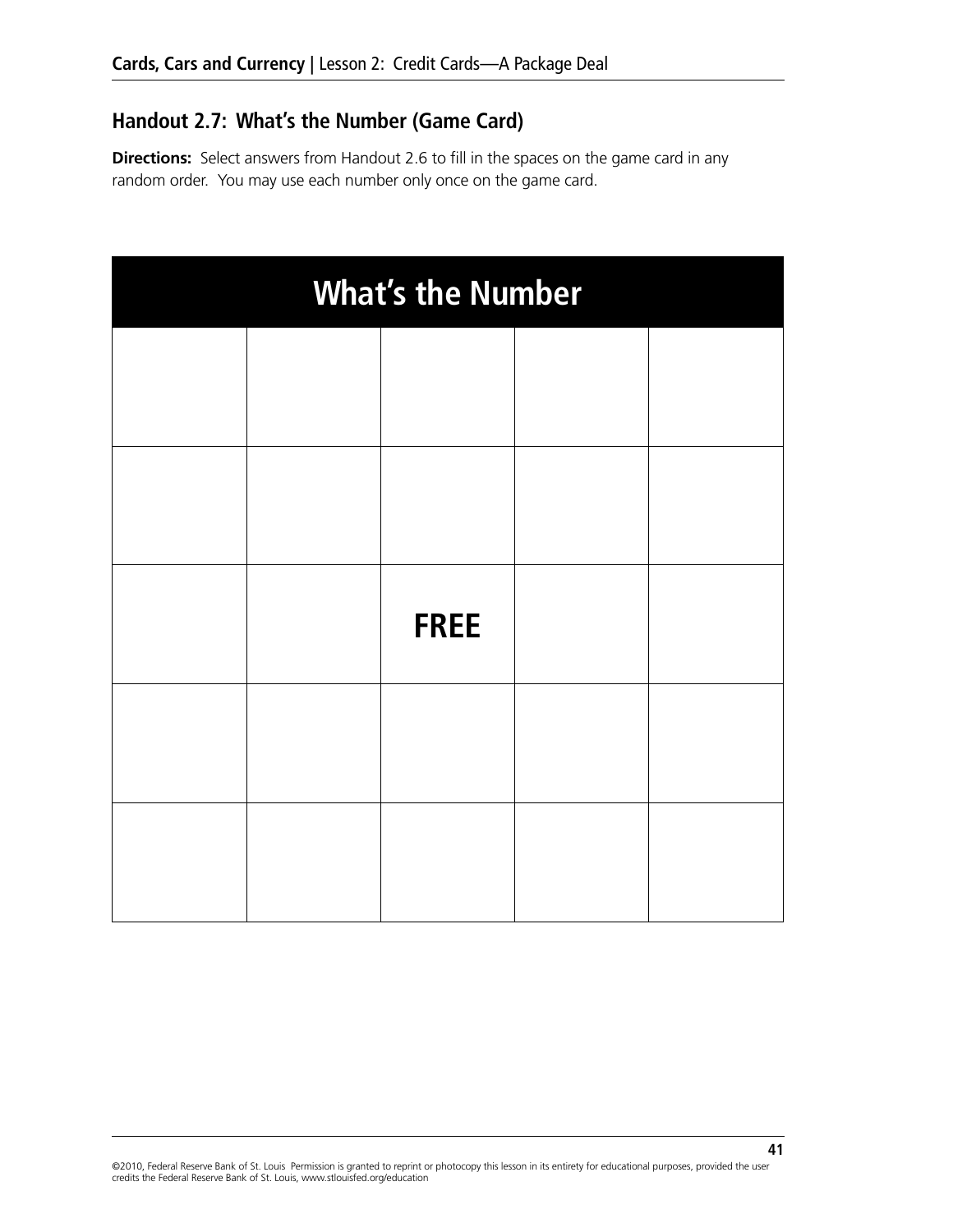## Handout 2.7: What’s the Number (Game Card)

**Directions:** Select answers from Handout 2.6 to fill in the spaces on the game card in any random order. You may use each number only once on the game card.

| What’s the Number | | | | |
|---|---|---|---|---|
| | | | | |
| | | | | |
| | | **FREE** | | |
| | | | | |
| | | | | |

©2010, Federal Reserve Bank of St. Louis Permission is granted to reprint or photocopy this lesson in its entirety for educational purposes, provided the user credits the Federal Reserve Bank of St. Louis, www.stlouisfed.org/education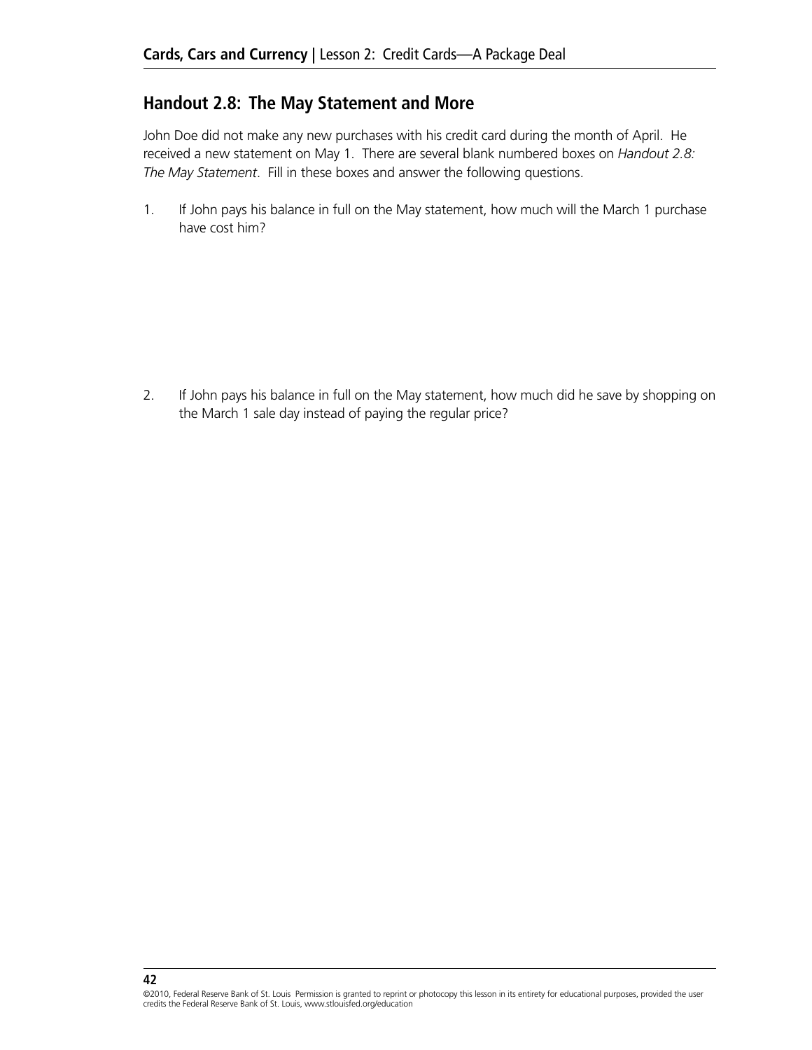## Handout 2.8: The May Statement and More

John Doe did not make any new purchases with his credit card during the month of April. He received a new statement on May 1. There are several blank numbered boxes on *Handout 2.8: The May Statement*. Fill in these boxes and answer the following questions.

1. If John pays his balance in full on the May statement, how much will the March 1 purchase have cost him?

2. If John pays his balance in full on the May statement, how much did he save by shopping on the March 1 sale day instead of paying the regular price?

©2010, Federal Reserve Bank of St. Louis Permission is granted to reprint or photocopy this lesson in its entirety for educational purposes, provided the user credits the Federal Reserve Bank of St. Louis, www.stlouisfed.org/education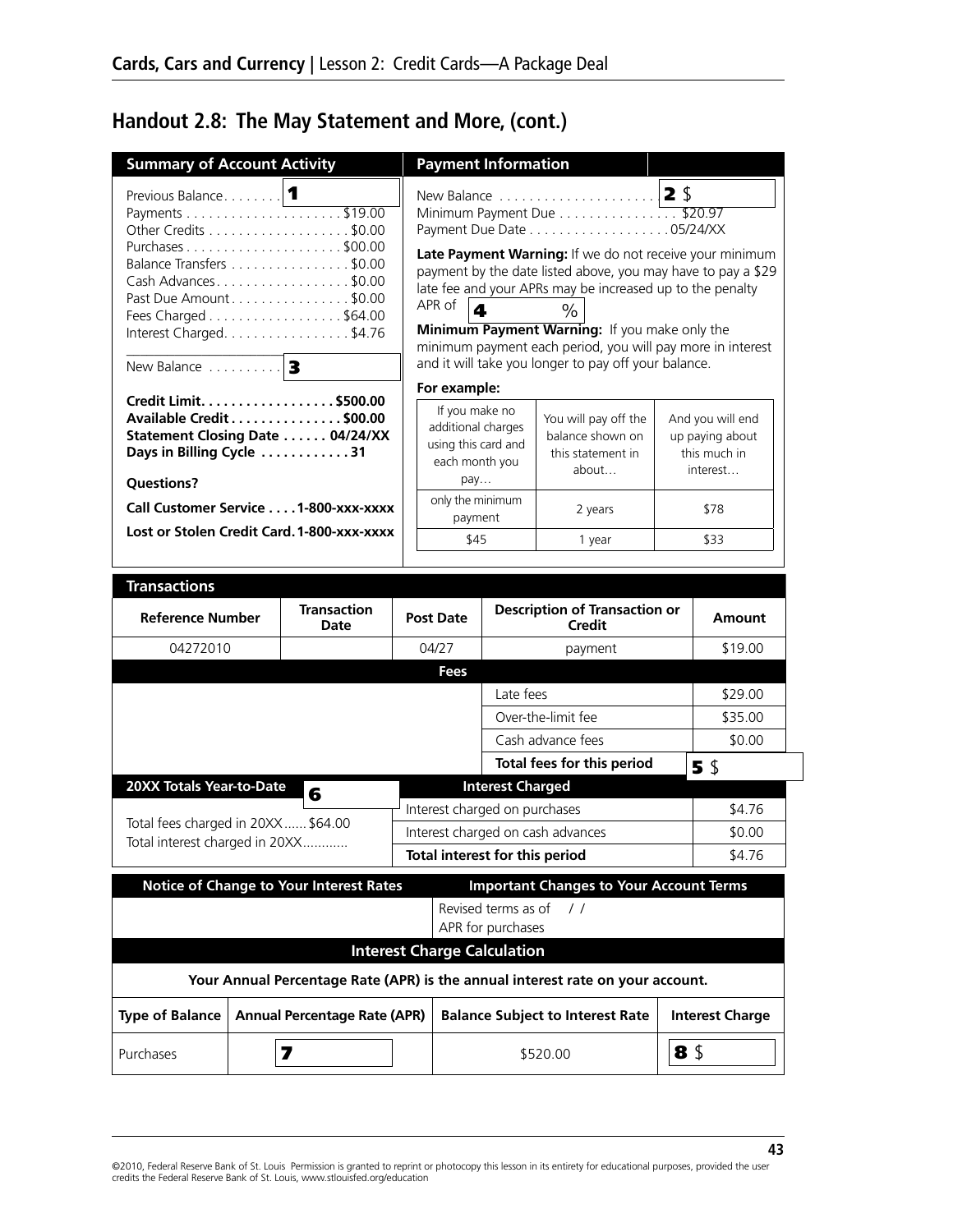## Handout 2.8: The May Statement and More, (cont.)

### Summary of Account Activity

Previous Balance. . . . . . . . **1**
Payments . . . . . . . . . . . . . . . . . . . . . $19.00
Other Credits . . . . . . . . . . . . . . . . . . . $0.00
Purchases . . . . . . . . . . . . . . . . . . . . . $00.00
Balance Transfers . . . . . . . . . . . . . . . . $0.00
Cash Advances. . . . . . . . . . . . . . . . . . $0.00
Past Due Amount . . . . . . . . . . . . . . . . $0.00
Fees Charged . . . . . . . . . . . . . . . . . . $64.00
Interest Charged. . . . . . . . . . . . . . . . . $4.76

New Balance . . . . . . . . . . **3**

**Credit Limit. . . . . . . . . . . . . . . . . . $500.00**
**Available Credit . . . . . . . . . . . . . . . $00.00**
**Statement Closing Date . . . . . . 04/24/XX**
**Days in Billing Cycle . . . . . . . . . . . . 31**

**Questions?**

**Call Customer Service . . . . 1-800-xxx-xxxx**

**Lost or Stolen Credit Card. 1-800-xxx-xxxx**

### Payment Information

New Balance . . . . . . . . . . . . . . . . . . . . . **2** $
Minimum Payment Due . . . . . . . . . . . . . . . . $20.97
Payment Due Date . . . . . . . . . . . . . . . . . . 05/24/XX

**Late Payment Warning:** If we do not receive your minimum payment by the date listed above, you may have to pay a $29 late fee and your APRs may be increased up to the penalty APR of **4** %

**Minimum Payment Warning:** If you make only the minimum payment each period, you will pay more in interest and it will take you longer to pay off your balance.

**For example:**

| If you make no additional charges using this card and each month you pay… | You will pay off the balance shown on this statement in about… | And you will end up paying about this much in interest… |
|---|---|---|
| only the minimum payment | 2 years | $78 |
| $45 | 1 year | $33 |

### Transactions

| Reference Number | Transaction Date | Post Date | Description of Transaction or Credit | Amount |
|---|---|---|---|---|
| 04272010 | | 04/27 | payment | $19.00 |
| | | **Fees** | | |
| | | | Late fees | $29.00 |
| | | | Over-the-limit fee | $35.00 |
| | | | Cash advance fees | $0.00 |
| | | | **Total fees for this period** | **5** $ |

**20XX Totals Year-to-Date** **6**

Total fees charged in 20XX . . . . . . $64.00
Total interest charged in 20XX. . . . . . . . . . . .

| Interest Charged | |
|---|---|
| Interest charged on purchases | $4.76 |
| Interest charged on cash advances | $0.00 |
| **Total interest for this period** | $4.76 |

| Notice of Change to Your Interest Rates | Important Changes to Your Account Terms |
|---|---|
| | Revised terms as of / / <br> APR for purchases |

### Interest Charge Calculation

**Your Annual Percentage Rate (APR) is the annual interest rate on your account.**

| Type of Balance | Annual Percentage Rate (APR) | Balance Subject to Interest Rate | Interest Charge |
|---|---|---|---|
| Purchases | **7** | $520.00 | **8** $ |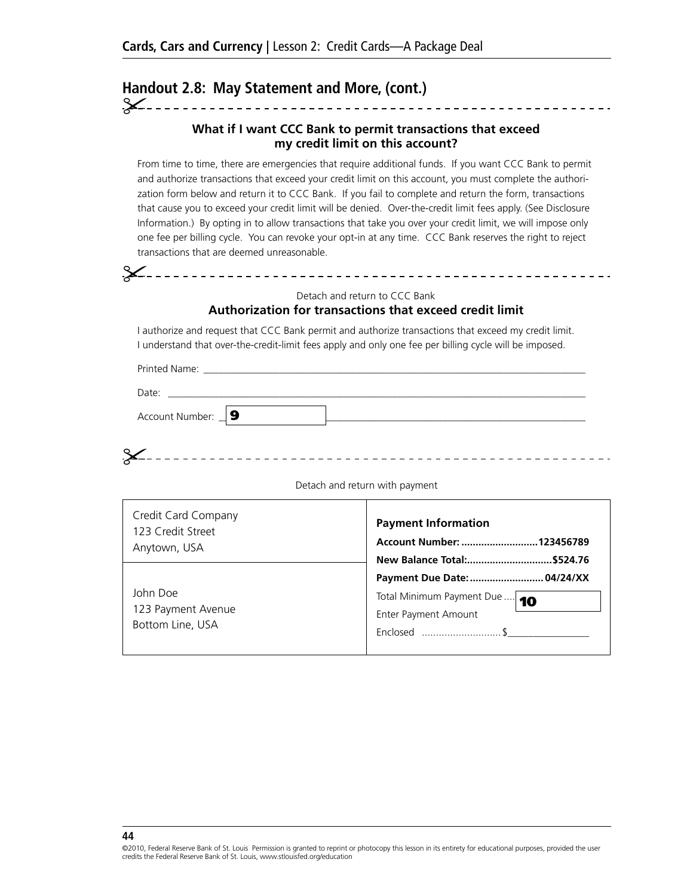## Handout 2.8: May Statement and More, (cont.)

---

### What if I want CCC Bank to permit transactions that exceed my credit limit on this account?

From time to time, there are emergencies that require additional funds. If you want CCC Bank to permit and authorize transactions that exceed your credit limit on this account, you must complete the authorization form below and return it to CCC Bank. If you fail to complete and return the form, transactions that cause you to exceed your credit limit will be denied. Over-the-credit limit fees apply. (See Disclosure Information.) By opting in to allow transactions that take you over your credit limit, we will impose only one fee per billing cycle. You can revoke your opt-in at any time. CCC Bank reserves the right to reject transactions that are deemed unreasonable.

---

Detach and return to CCC Bank

### Authorization for transactions that exceed credit limit

I authorize and request that CCC Bank permit and authorize transactions that exceed my credit limit. I understand that over-the-credit-limit fees apply and only one fee per billing cycle will be imposed.

Printed Name: ________________________________________________

Date: ________________________________________________

Account Number: **9** ________________________________________________

---

Detach and return with payment

| Credit Card Company<br>123 Credit Street<br>Anytown, USA | **Payment Information**<br>**Account Number:** ..........................**123456789**<br>**New Balance Total:**.............................**$524.76**<br>**Payment Due Date:**.......................... **04/24/XX**<br>Total Minimum Payment Due .... **10**<br>Enter Payment Amount<br>Enclosed ............................$________________ |
|---|---|
| John Doe<br>123 Payment Avenue<br>Bottom Line, USA | |

©2010, Federal Reserve Bank of St. Louis Permission is granted to reprint or photocopy this lesson in its entirety for educational purposes, provided the user credits the Federal Reserve Bank of St. Louis, www.stlouisfed.org/education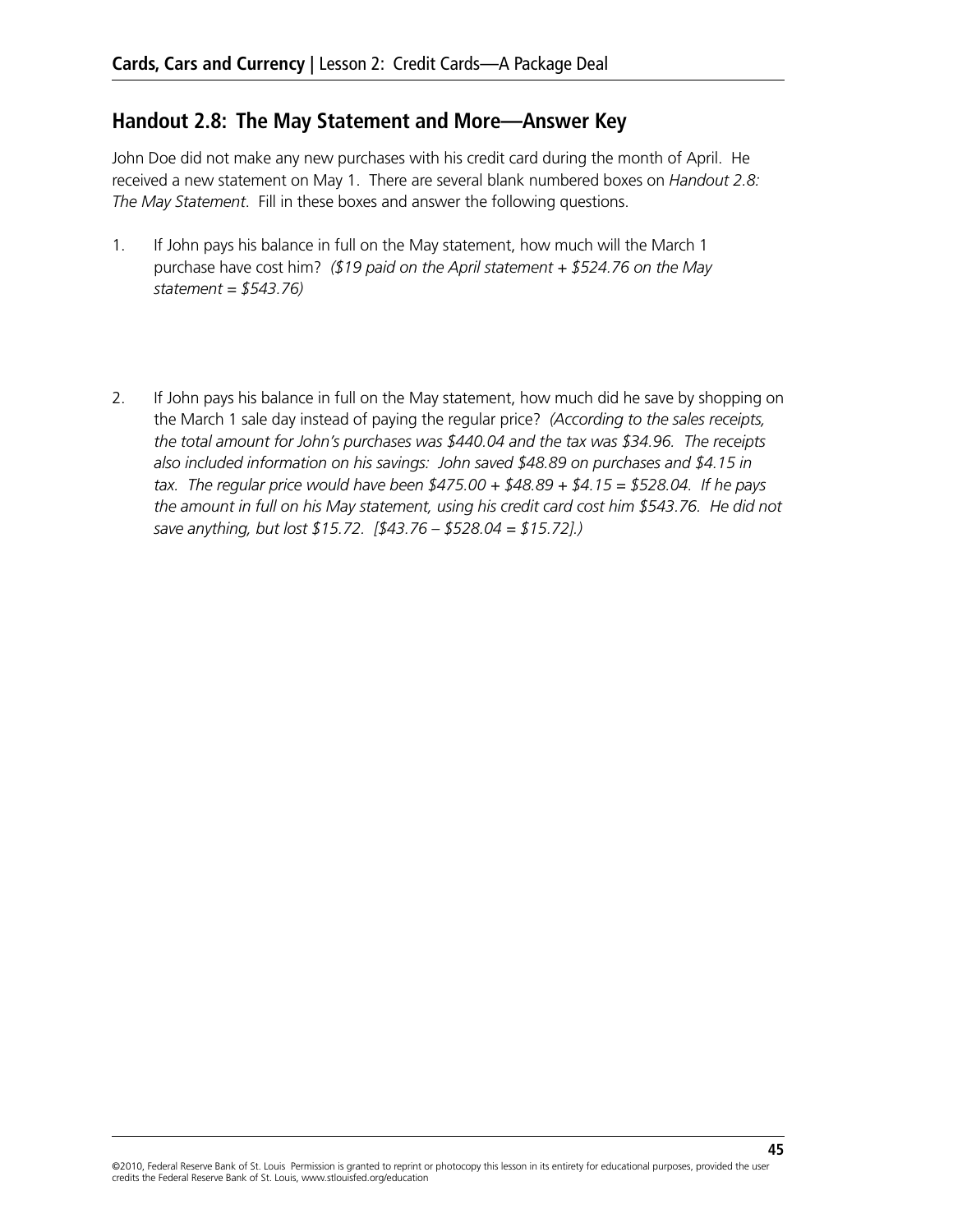## Handout 2.8: The May Statement and More—Answer Key

John Doe did not make any new purchases with his credit card during the month of April. He received a new statement on May 1. There are several blank numbered boxes on *Handout 2.8: The May Statement*. Fill in these boxes and answer the following questions.

1. If John pays his balance in full on the May statement, how much will the March 1 purchase have cost him? *($19 paid on the April statement + $524.76 on the May statement = $543.76)*

2. If John pays his balance in full on the May statement, how much did he save by shopping on the March 1 sale day instead of paying the regular price? *(According to the sales receipts, the total amount for John's purchases was $440.04 and the tax was $34.96. The receipts also included information on his savings: John saved $48.89 on purchases and $4.15 in tax. The regular price would have been $475.00 + $48.89 + $4.15 = $528.04. If he pays the amount in full on his May statement, using his credit card cost him $543.76. He did not save anything, but lost $15.72. [$43.76 – $528.04 = $15.72].)*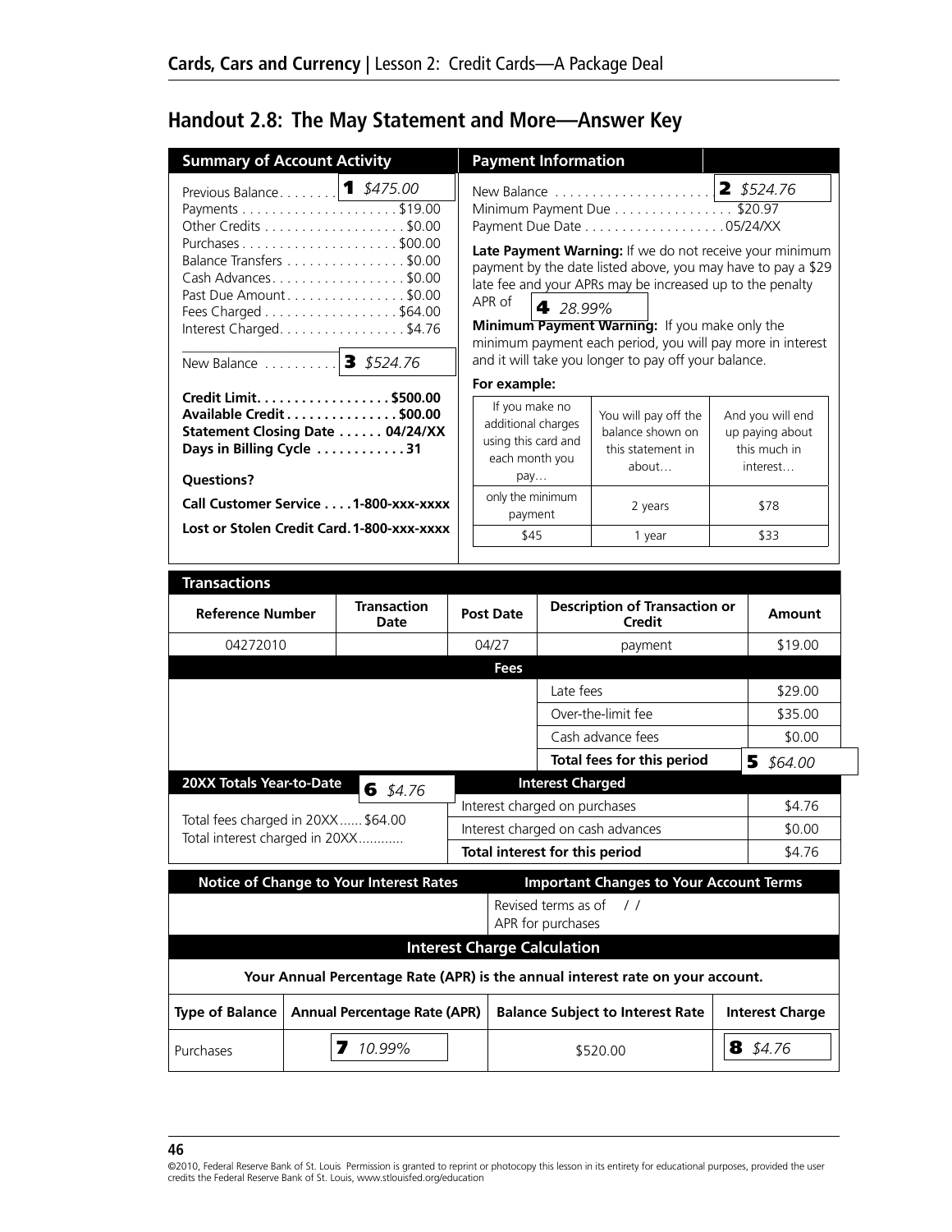## Handout 2.8: The May Statement and More—Answer Key

| Summary of Account Activity | |
|---|---|
| Previous Balance | **1** *$475.00* |
| Payments | $19.00 |
| Other Credits | $0.00 |
| Purchases | $00.00 |
| Balance Transfers | $0.00 |
| Cash Advances | $0.00 |
| Past Due Amount | $0.00 |
| Fees Charged | $64.00 |
| Interest Charged | $4.76 |
| New Balance | **3** *$524.76* |

**Credit Limit . . . . . . . . . . . . . . . . . $500.00**
**Available Credit . . . . . . . . . . . . . . $00.00**
**Statement Closing Date . . . . . . 04/24/XX**
**Days in Billing Cycle . . . . . . . . . . . 31**

**Questions?**

**Call Customer Service . . . . 1-800-xxx-xxxx**

**Lost or Stolen Credit Card. 1-800-xxx-xxxx**

| Payment Information | |
|---|---|
| New Balance | **2** *$524.76* |
| Minimum Payment Due | $20.97 |
| Payment Due Date | 05/24/XX |

**Late Payment Warning:** If we do not receive your minimum payment by the date listed above, you may have to pay a $29 late fee and your APRs may be increased up to the penalty APR of **4** *28.99%*

**Minimum Payment Warning:** If you make only the minimum payment each period, you will pay more in interest and it will take you longer to pay off your balance.

**For example:**

| If you make no additional charges using this card and each month you pay… | You will pay off the balance shown on this statement in about… | And you will end up paying about this much in interest… |
|---|---|---|
| only the minimum payment | 2 years | $78 |
| $45 | 1 year | $33 |

**Transactions**

| Reference Number | Transaction Date | Post Date | Description of Transaction or Credit | Amount |
|---|---|---|---|---|
| 04272010 | | 04/27 | payment | $19.00 |
| | | **Fees** | | |
| | | | Late fees | $29.00 |
| | | | Over-the-limit fee | $35.00 |
| | | | Cash advance fees | $0.00 |
| | | | **Total fees for this period** | **5** *$64.00* |

**20XX Totals Year-to-Date**

Total fees charged in 20XX . . . . . . $64.00
Total interest charged in 20XX . . . . . . **6** *$4.76*

| Interest Charged | |
|---|---|
| Interest charged on purchases | $4.76 |
| Interest charged on cash advances | $0.00 |
| **Total interest for this period** | $4.76 |

| Notice of Change to Your Interest Rates | Important Changes to Your Account Terms |
|---|---|
| | Revised terms as of / / <br> APR for purchases |

**Interest Charge Calculation**

**Your Annual Percentage Rate (APR) is the annual interest rate on your account.**

| Type of Balance | Annual Percentage Rate (APR) | Balance Subject to Interest Rate | Interest Charge |
|---|---|---|---|
| Purchases | **7** *10.99%* | $520.00 | **8** *$4.76* |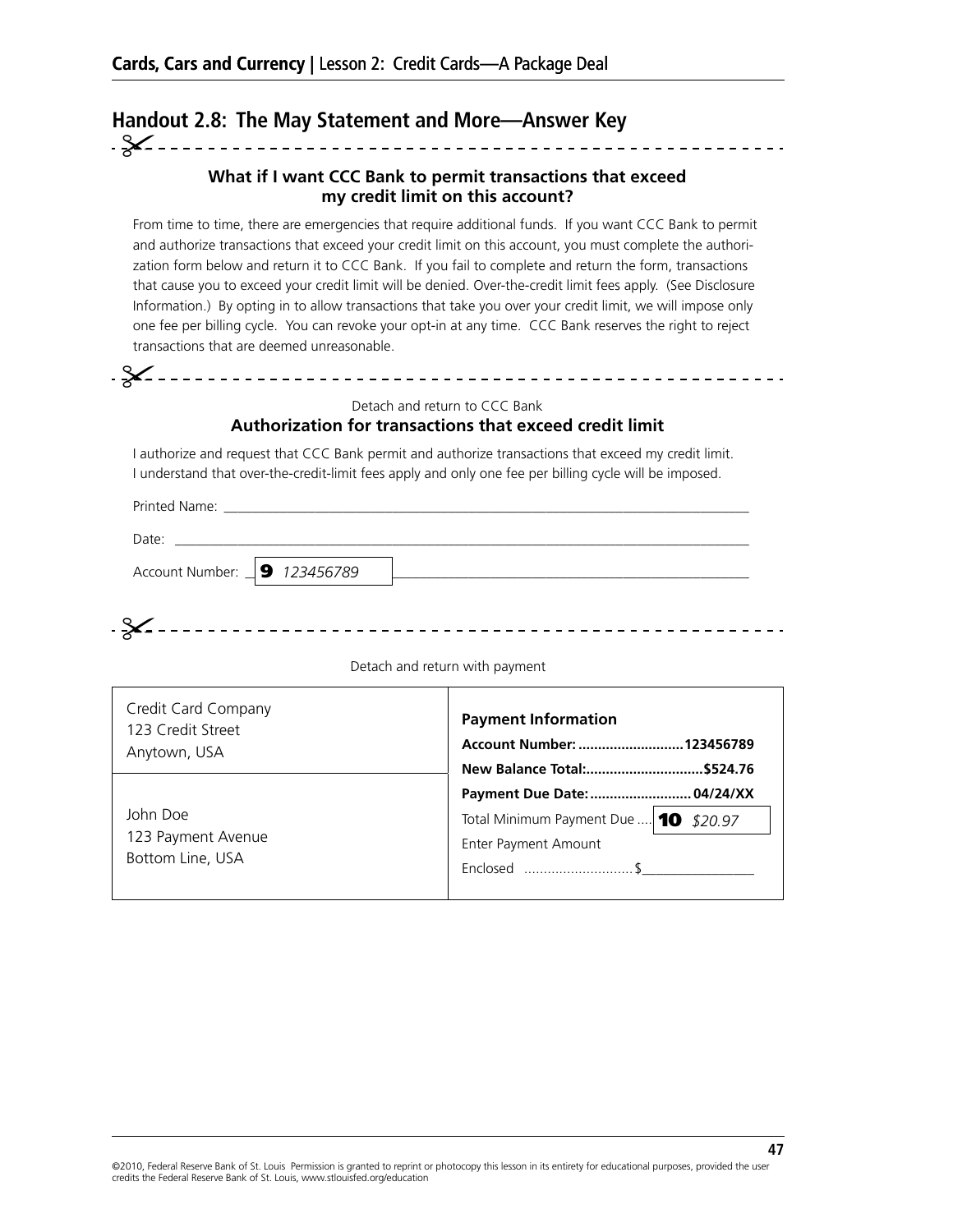## Handout 2.8: The May Statement and More—Answer Key

### What if I want CCC Bank to permit transactions that exceed my credit limit on this account?

From time to time, there are emergencies that require additional funds. If you want CCC Bank to permit and authorize transactions that exceed your credit limit on this account, you must complete the authorization form below and return it to CCC Bank. If you fail to complete and return the form, transactions that cause you to exceed your credit limit will be denied. Over-the-credit limit fees apply. (See Disclosure Information.) By opting in to allow transactions that take you over your credit limit, we will impose only one fee per billing cycle. You can revoke your opt-in at any time. CCC Bank reserves the right to reject transactions that are deemed unreasonable.

Detach and return to CCC Bank

### Authorization for transactions that exceed credit limit

I authorize and request that CCC Bank permit and authorize transactions that exceed my credit limit. I understand that over-the-credit-limit fees apply and only one fee per billing cycle will be imposed.

Printed Name: ______________________________

Date: ______________________________

Account Number: **9** *123456789*

Detach and return with payment

| Credit Card Company<br>123 Credit Street<br>Anytown, USA | **Payment Information**<br>**Account Number: ........................... 123456789**<br>**New Balance Total:.............................$524.76**<br>**Payment Due Date: ......................... 04/24/XX**<br>Total Minimum Payment Due .... **10** *$20.97*<br>Enter Payment Amount<br>Enclosed ............................$_______________ |
|---|---|
| John Doe<br>123 Payment Avenue<br>Bottom Line, USA | |

©2010, Federal Reserve Bank of St. Louis Permission is granted to reprint or photocopy this lesson in its entirety for educational purposes, provided the user credits the Federal Reserve Bank of St. Louis, www.stlouisfed.org/education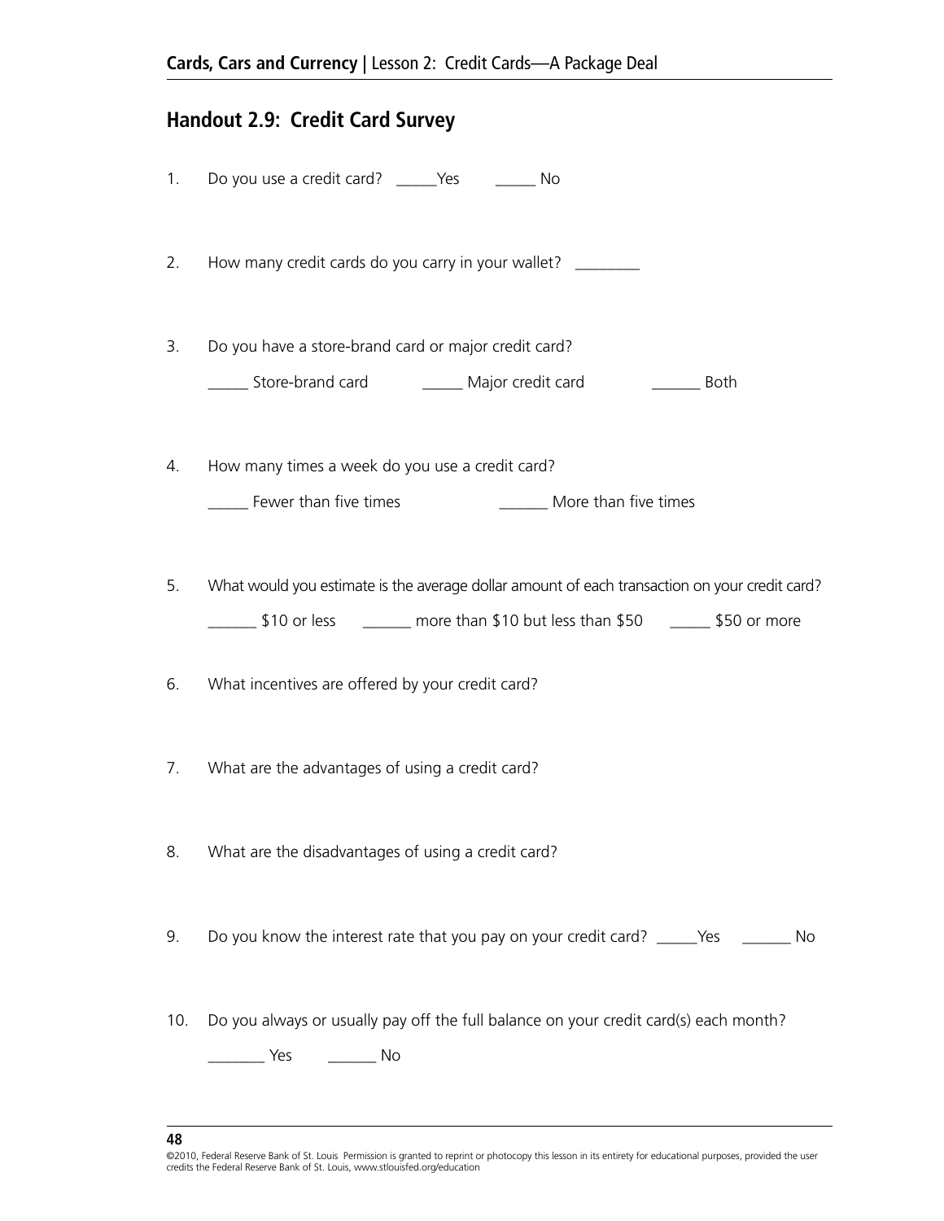## Handout 2.9: Credit Card Survey

1. Do you use a credit card? _____Yes _____ No

2. How many credit cards do you carry in your wallet? ________

3. Do you have a store-brand card or major credit card?

   _____ Store-brand card _____ Major credit card ______ Both

4. How many times a week do you use a credit card?

   _____ Fewer than five times ______ More than five times

5. What would you estimate is the average dollar amount of each transaction on your credit card?

   ______ $10 or less ______ more than $10 but less than $50 _____ $50 or more

6. What incentives are offered by your credit card?

7. What are the advantages of using a credit card?

8. What are the disadvantages of using a credit card?

9. Do you know the interest rate that you pay on your credit card? _____Yes ______ No

10. Do you always or usually pay off the full balance on your credit card(s) each month?

    _______ Yes ______ No

©2010, Federal Reserve Bank of St. Louis Permission is granted to reprint or photocopy this lesson in its entirety for educational purposes, provided the user credits the Federal Reserve Bank of St. Louis, www.stlouisfed.org/education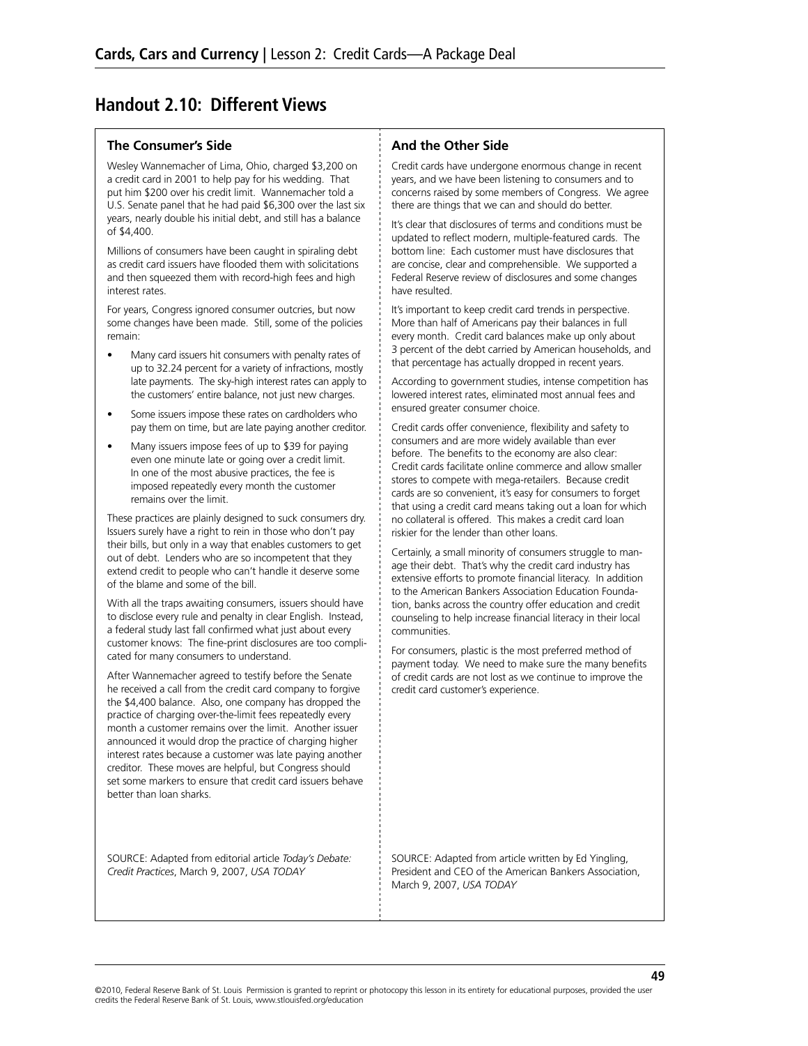## Handout 2.10: Different Views

### The Consumer's Side

Wesley Wannemacher of Lima, Ohio, charged $3,200 on a credit card in 2001 to help pay for his wedding. That put him $200 over his credit limit. Wannemacher told a U.S. Senate panel that he had paid $6,300 over the last six years, nearly double his initial debt, and still has a balance of $4,400.

Millions of consumers have been caught in spiraling debt as credit card issuers have flooded them with solicitations and then squeezed them with record-high fees and high interest rates.

For years, Congress ignored consumer outcries, but now some changes have been made. Still, some of the policies remain:

- Many card issuers hit consumers with penalty rates of up to 32.24 percent for a variety of infractions, mostly late payments. The sky-high interest rates can apply to the customers' entire balance, not just new charges.
- Some issuers impose these rates on cardholders who pay them on time, but are late paying another creditor.
- Many issuers impose fees of up to $39 for paying even one minute late or going over a credit limit. In one of the most abusive practices, the fee is imposed repeatedly every month the customer remains over the limit.

These practices are plainly designed to suck consumers dry. Issuers surely have a right to rein in those who don't pay their bills, but only in a way that enables customers to get out of debt. Lenders who are so incompetent that they extend credit to people who can't handle it deserve some of the blame and some of the bill.

With all the traps awaiting consumers, issuers should have to disclose every rule and penalty in clear English. Instead, a federal study last fall confirmed what just about every customer knows: The fine-print disclosures are too complicated for many consumers to understand.

After Wannemacher agreed to testify before the Senate he received a call from the credit card company to forgive the $4,400 balance. Also, one company has dropped the practice of charging over-the-limit fees repeatedly every month a customer remains over the limit. Another issuer announced it would drop the practice of charging higher interest rates because a customer was late paying another creditor. These moves are helpful, but Congress should set some markers to ensure that credit card issuers behave better than loan sharks.

SOURCE: Adapted from editorial article *Today's Debate: Credit Practices*, March 9, 2007, *USA TODAY*

### And the Other Side

Credit cards have undergone enormous change in recent years, and we have been listening to consumers and to concerns raised by some members of Congress. We agree there are things that we can and should do better.

It's clear that disclosures of terms and conditions must be updated to reflect modern, multiple-featured cards. The bottom line: Each customer must have disclosures that are concise, clear and comprehensible. We supported a Federal Reserve review of disclosures and some changes have resulted.

It's important to keep credit card trends in perspective. More than half of Americans pay their balances in full every month. Credit card balances make up only about 3 percent of the debt carried by American households, and that percentage has actually dropped in recent years.

According to government studies, intense competition has lowered interest rates, eliminated most annual fees and ensured greater consumer choice.

Credit cards offer convenience, flexibility and safety to consumers and are more widely available than ever before. The benefits to the economy are also clear: Credit cards facilitate online commerce and allow smaller stores to compete with mega-retailers. Because credit cards are so convenient, it's easy for consumers to forget that using a credit card means taking out a loan for which no collateral is offered. This makes a credit card loan riskier for the lender than other loans.

Certainly, a small minority of consumers struggle to manage their debt. That's why the credit card industry has extensive efforts to promote financial literacy. In addition to the American Bankers Association Education Foundation, banks across the country offer education and credit counseling to help increase financial literacy in their local communities.

For consumers, plastic is the most preferred method of payment today. We need to make sure the many benefits of credit cards are not lost as we continue to improve the credit card customer's experience.

SOURCE: Adapted from article written by Ed Yingling, President and CEO of the American Bankers Association, March 9, 2007, *USA TODAY*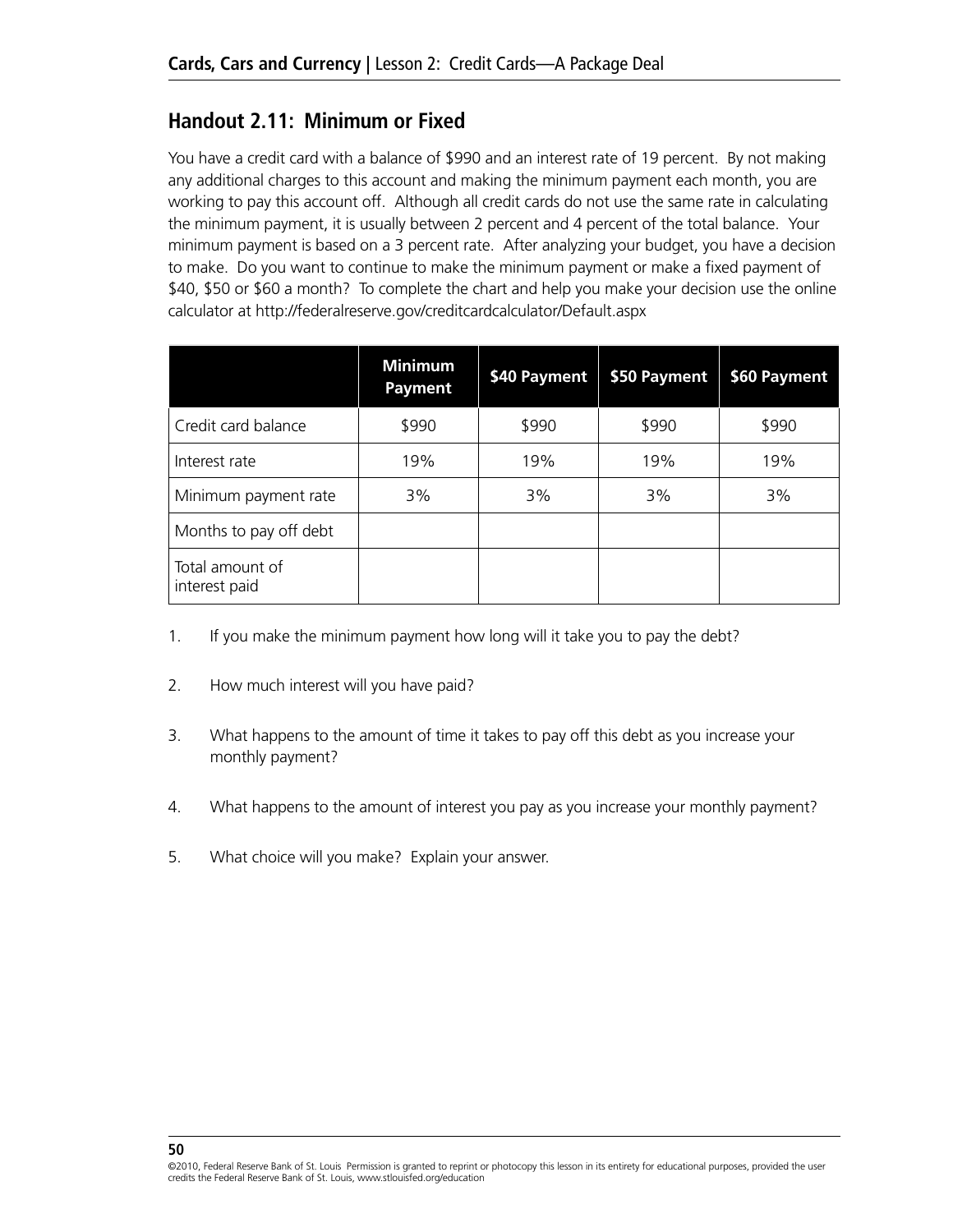## Handout 2.11: Minimum or Fixed

You have a credit card with a balance of $990 and an interest rate of 19 percent. By not making any additional charges to this account and making the minimum payment each month, you are working to pay this account off. Although all credit cards do not use the same rate in calculating the minimum payment, it is usually between 2 percent and 4 percent of the total balance. Your minimum payment is based on a 3 percent rate. After analyzing your budget, you have a decision to make. Do you want to continue to make the minimum payment or make a fixed payment of $40, $50 or $60 a month? To complete the chart and help you make your decision use the online calculator at http://federalreserve.gov/creditcardcalculator/Default.aspx

| | Minimum Payment | $40 Payment | $50 Payment | $60 Payment |
|---|---|---|---|---|
| Credit card balance | $990 | $990 | $990 | $990 |
| Interest rate | 19% | 19% | 19% | 19% |
| Minimum payment rate | 3% | 3% | 3% | 3% |
| Months to pay off debt | | | | |
| Total amount of interest paid | | | | |

1. If you make the minimum payment how long will it take you to pay the debt?

2. How much interest will you have paid?

3. What happens to the amount of time it takes to pay off this debt as you increase your monthly payment?

4. What happens to the amount of interest you pay as you increase your monthly payment?

5. What choice will you make? Explain your answer.

©2010, Federal Reserve Bank of St. Louis Permission is granted to reprint or photocopy this lesson in its entirety for educational purposes, provided the user credits the Federal Reserve Bank of St. Louis, www.stlouisfed.org/education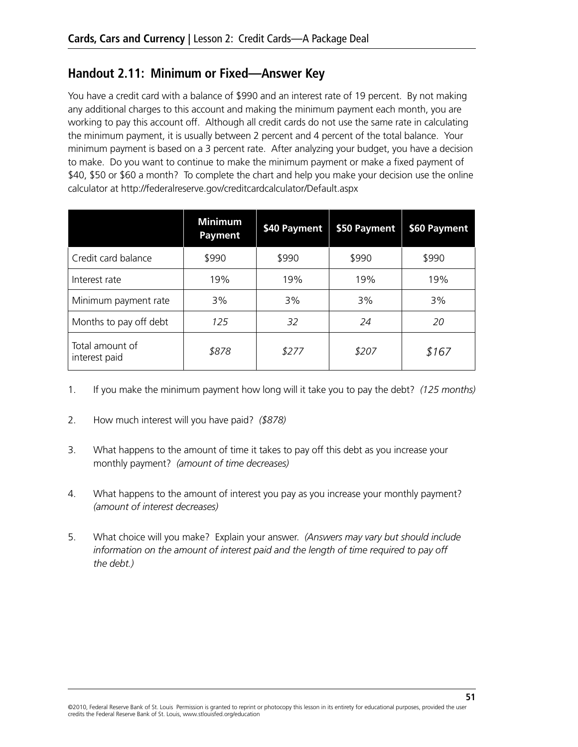## Handout 2.11: Minimum or Fixed—Answer Key

You have a credit card with a balance of $990 and an interest rate of 19 percent. By not making any additional charges to this account and making the minimum payment each month, you are working to pay this account off. Although all credit cards do not use the same rate in calculating the minimum payment, it is usually between 2 percent and 4 percent of the total balance. Your minimum payment is based on a 3 percent rate. After analyzing your budget, you have a decision to make. Do you want to continue to make the minimum payment or make a fixed payment of $40, $50 or $60 a month? To complete the chart and help you make your decision use the online calculator at http://federalreserve.gov/creditcardcalculator/Default.aspx

| | Minimum Payment | $40 Payment | $50 Payment | $60 Payment |
|---|---|---|---|---|
| Credit card balance | $990 | $990 | $990 | $990 |
| Interest rate | 19% | 19% | 19% | 19% |
| Minimum payment rate | 3% | 3% | 3% | 3% |
| Months to pay off debt | *125* | *32* | *24* | *20* |
| Total amount of interest paid | *$878* | *$277* | *$207* | *$167* |

1. If you make the minimum payment how long will it take you to pay the debt? *(125 months)*

2. How much interest will you have paid? *($878)*

3. What happens to the amount of time it takes to pay off this debt as you increase your monthly payment? *(amount of time decreases)*

4. What happens to the amount of interest you pay as you increase your monthly payment? *(amount of interest decreases)*

5. What choice will you make? Explain your answer. *(Answers may vary but should include information on the amount of interest paid and the length of time required to pay off the debt.)*

©2010, Federal Reserve Bank of St. Louis Permission is granted to reprint or photocopy this lesson in its entirety for educational purposes, provided the user credits the Federal Reserve Bank of St. Louis, www.stlouisfed.org/education